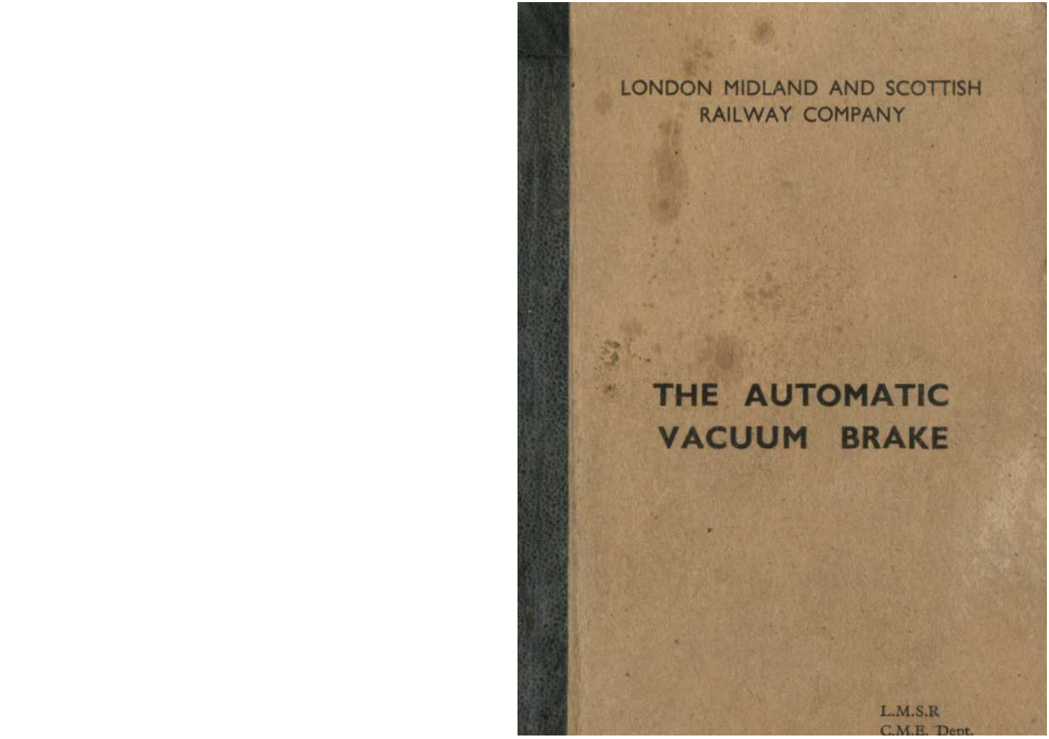LONDON MIDLAND AND SCOTTISH RAILWAY COMPANY

# THE AUTOMATIC VACUUM BRAKE

L.M.S.R
C.M.E. Dept.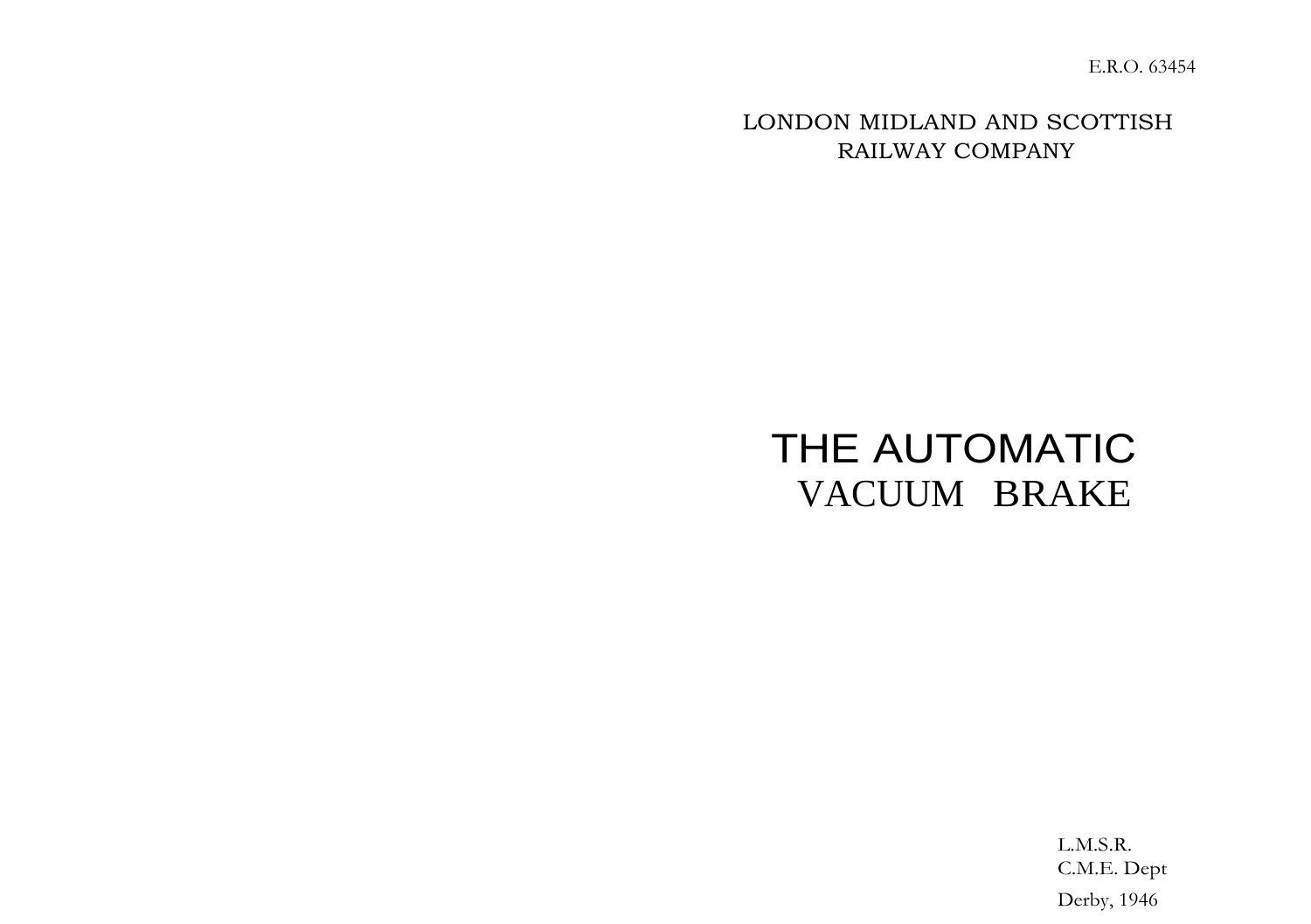E.R.O. 63454

LONDON MIDLAND AND SCOTTISH
RAILWAY COMPANY

# THE AUTOMATIC VACUUM BRAKE

L.M.S.R.
C.M.E. Dept
Derby, 1946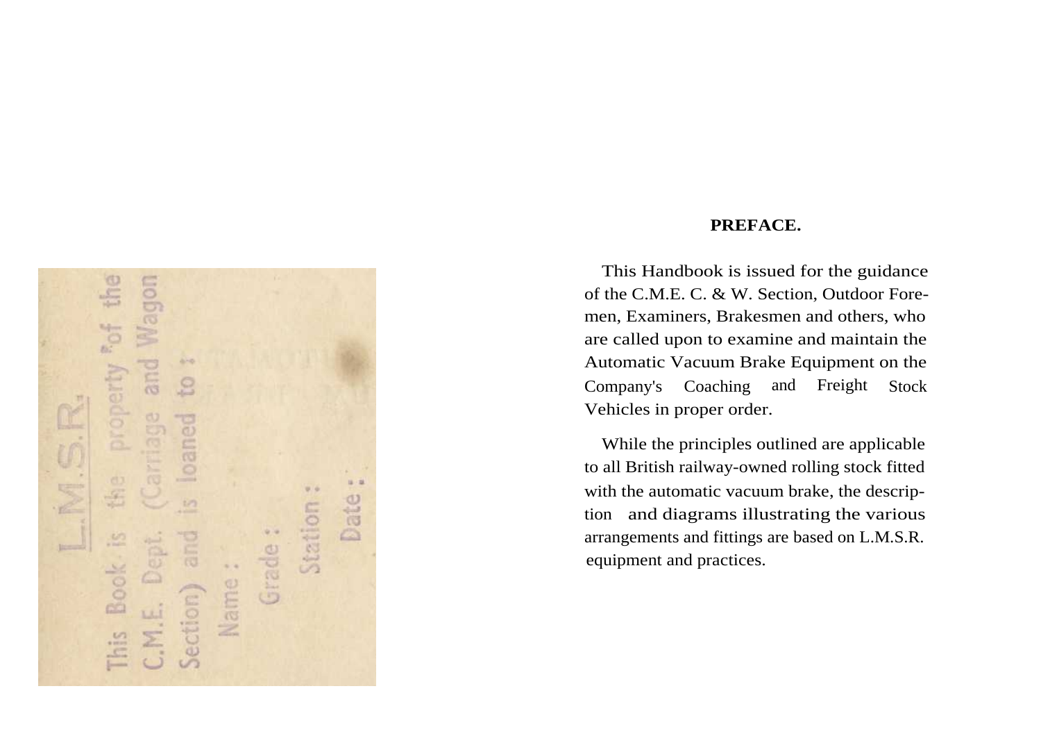L.M.S.R.

This Book is the property of the C.M.E. Dept. (Carriage and Wagon Section) and is loaned to:

Name:

Grade:

Station:

Date:

## PREFACE.

This Handbook is issued for the guidance of the C.M.E. C. & W. Section, Outdoor Foremen, Examiners, Brakesmen and others, who are called upon to examine and maintain the Automatic Vacuum Brake Equipment on the Company's Coaching and Freight Stock Vehicles in proper order.

While the principles outlined are applicable to all British railway-owned rolling stock fitted with the automatic vacuum brake, the description and diagrams illustrating the various arrangements and fittings are based on L.M.S.R. equipment and practices.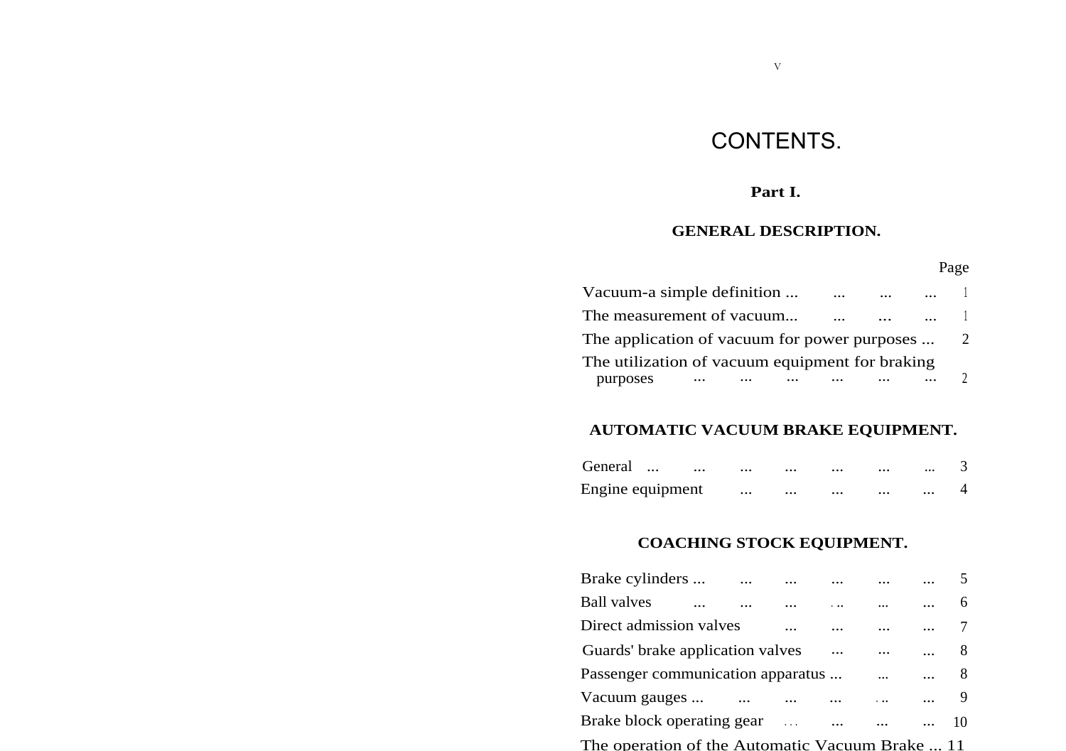# CONTENTS.

## Part I.

### GENERAL DESCRIPTION.

| | Page |
|---|---|
| Vacuum-a simple definition ... ... ... ... | 1 |
| The measurement of vacuum... ... ... ... | 1 |
| The application of vacuum for power purposes ... | 2 |
| The utilization of vacuum equipment for braking purposes ... ... ... ... ... ... | 2 |

### AUTOMATIC VACUUM BRAKE EQUIPMENT.

| | |
|---|---|
| General ... ... ... ... ... ... ... | 3 |
| Engine equipment ... ... ... ... ... | 4 |

### COACHING STOCK EQUIPMENT.

| | |
|---|---|
| Brake cylinders ... ... ... ... ... ... | 5 |
| Ball valves ... ... ... ... ... ... | 6 |
| Direct admission valves ... ... ... ... | 7 |
| Guards' brake application valves ... ... ... | 8 |
| Passenger communication apparatus ... ... ... | 8 |
| Vacuum gauges ... ... ... ... ... ... | 9 |
| Brake block operating gear ... ... ... ... | 10 |
| The operation of the Automatic Vacuum Brake ... | 11 |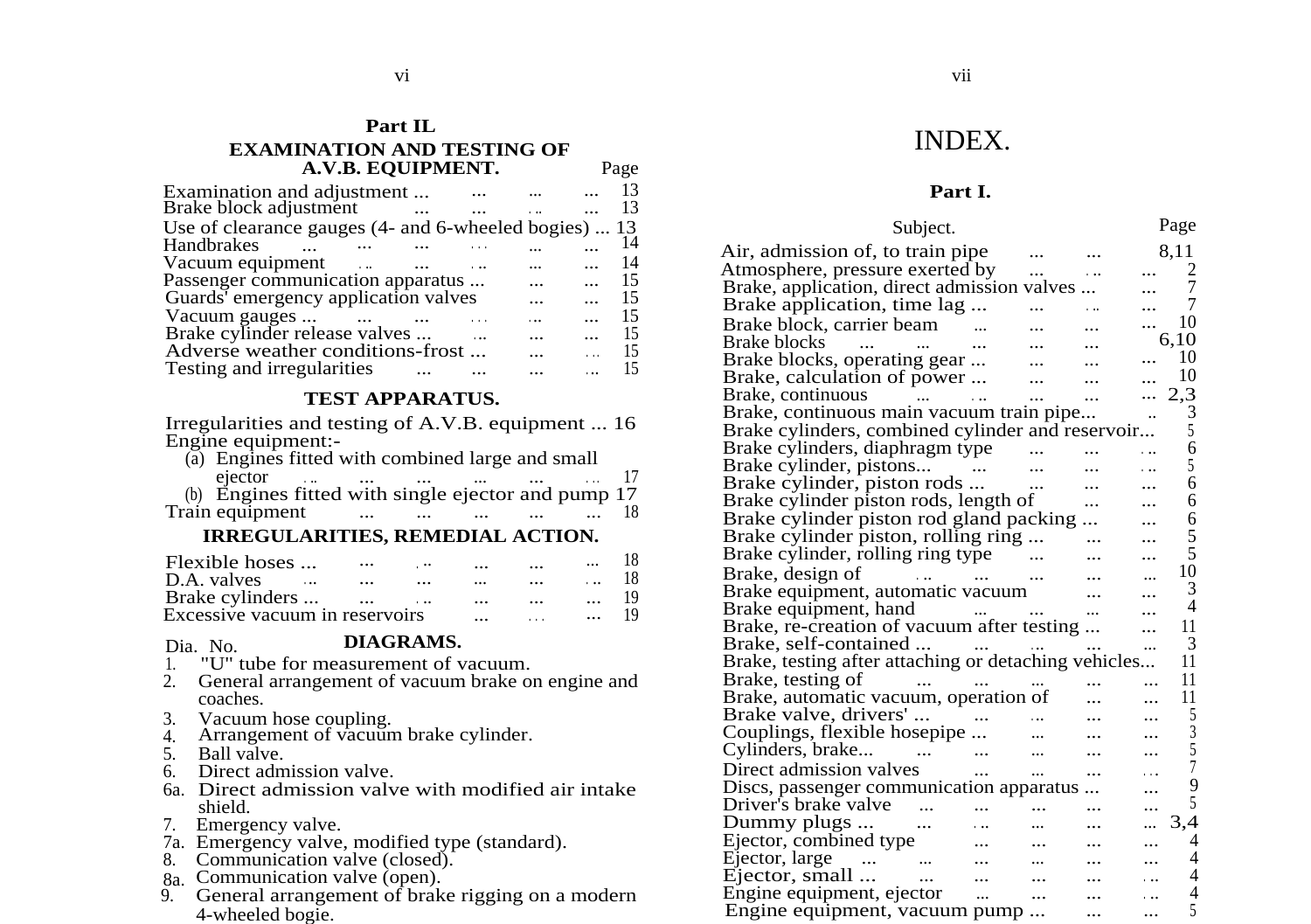## Part II.

### EXAMINATION AND TESTING OF A.V.B. EQUIPMENT.

| | Page |
|---|---|
| Examination and adjustment ... ... ... ... | 13 |
| Brake block adjustment ... ... ... ... | 13 |
| Use of clearance gauges (4- and 6-wheeled bogies) ... | 13 |
| Handbrakes ... ... ... ... ... ... | 14 |
| Vacuum equipment ... ... ... ... ... | 14 |
| Passenger communication apparatus ... ... ... | 15 |
| Guards' emergency application valves ... ... | 15 |
| Vacuum gauges ... ... ... ... ... ... | 15 |
| Brake cylinder release valves ... ... ... ... | 15 |
| Adverse weather conditions-frost ... ... ... | 15 |
| Testing and irregularities ... ... ... ... | 15 |

### TEST APPARATUS.

| | |
|---|---|
| Irregularities and testing of A.V.B. equipment ... | 16 |
| Engine equipment:- | |
| (a) Engines fitted with combined large and small ejector ... ... ... ... ... ... | 17 |
| (b) Engines fitted with single ejector and pump | 17 |
| Train equipment ... ... ... ... ... | 18 |

### IRREGULARITIES, REMEDIAL ACTION.

| | |
|---|---|
| Flexible hoses ... ... ... ... ... ... | 18 |
| D.A. valves ... ... ... ... ... ... | 18 |
| Brake cylinders ... ... ... ... ... ... | 19 |
| Excessive vacuum in reservoirs ... ... ... | 19 |

### DIAGRAMS.

Dia. No.

1. "U" tube for measurement of vacuum.
2. General arrangement of vacuum brake on engine and coaches.
3. Vacuum hose coupling.
4. Arrangement of vacuum brake cylinder.
5. Ball valve.
6. Direct admission valve.

6a. Direct admission valve with modified air intake shield.

7. Emergency valve.

7a. Emergency valve, modified type (standard).

8. Communication valve (closed).

8a. Communication valve (open).

9. General arrangement of brake rigging on a modern 4-wheeled bogie.

# INDEX.

## Part I.

| Subject. | Page |
|---|---|
| Air, admission of, to train pipe ... ... | 8,11 |
| Atmosphere, pressure exerted by ... ... ... | 2 |
| Brake, application, direct admission valves ... ... | 7 |
| Brake application, time lag ... ... ... ... | 7 |
| Brake block, carrier beam ... ... ... ... | 10 |
| Brake blocks ... ... ... ... ... | 6,10 |
| Brake blocks, operating gear ... ... ... ... | 10 |
| Brake, calculation of power ... ... ... ... | 10 |
| Brake, continuous ... ... ... ... ... | 2,3 |
| Brake, continuous main vacuum train pipe... .. | 3 |
| Brake cylinders, combined cylinder and reservoir... | 5 |
| Brake cylinders, diaphragm type ... ... ... | 6 |
| Brake cylinder, pistons... ... ... ... ... | 5 |
| Brake cylinder, piston rods ... ... ... ... | 6 |
| Brake cylinder piston rods, length of ... ... | 6 |
| Brake cylinder piston rod gland packing ... ... | 6 |
| Brake cylinder piston, rolling ring ... ... ... | 5 |
| Brake cylinder, rolling ring type ... ... ... | 5 |
| Brake, design of ... ... ... ... ... | 10 |
| Brake equipment, automatic vacuum ... ... | 3 |
| Brake equipment, hand ... ... ... ... | 4 |
| Brake, re-creation of vacuum after testing ... ... | 11 |
| Brake, self-contained ... ... ... ... ... | 3 |
| Brake, testing after attaching or detaching vehicles... | 11 |
| Brake, testing of ... ... ... ... ... | 11 |
| Brake, automatic vacuum, operation of ... ... | 11 |
| Brake valve, drivers' ... ... ... ... ... | 5 |
| Couplings, flexible hosepipe ... ... ... ... | 3 |
| Cylinders, brake... ... ... ... ... ... | 5 |
| Direct admission valves ... ... ... ... | 7 |
| Discs, passenger communication apparatus ... ... | 9 |
| Driver's brake valve ... ... ... ... ... | 5 |
| Dummy plugs ... ... ... ... ... ... | 3,4 |
| Ejector, combined type ... ... ... ... | 4 |
| Ejector, large ... ... ... ... ... ... | 4 |
| Ejector, small ... ... ... ... ... ... | 4 |
| Engine equipment, ejector ... ... ... ... | 4 |
| Engine equipment, vacuum pump ... ... ... | 5 |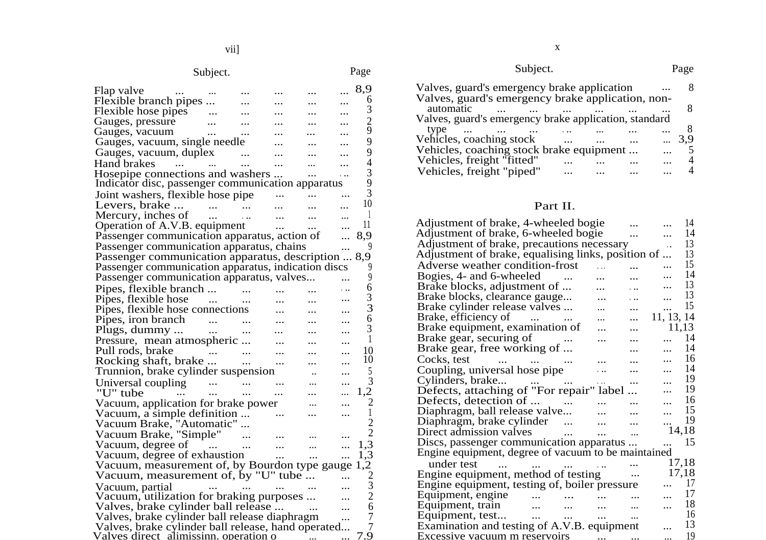| Subject. | Page |
|---|---|
| Flap valve ... ... ... ... ... ... | 8,9 |
| Flexible branch pipes ... ... ... ... ... | 6 |
| Flexible hose pipes ... ... ... ... ... | 3 |
| Gauges, pressure ... ... ... ... ... | 2 |
| Gauges, vacuum ... ... ... ... ... | 9 |
| Gauges, vacuum, single needle ... ... ... | 9 |
| Gauges, vacuum, duplex ... ... ... ... | 9 |
| Hand brakes ... ... ... ... ... ... | 4 |
| Hosepipe connections and washers ... ... ... | 3 |
| Indicator disc, passenger communication apparatus | 9 |
| Joint washers, flexible hose pipe ... ... ... | 3 |
| Levers, brake ... ... ... ... ... ... | 10 |
| Mercury, inches of ... ... ... ... ... | 1 |
| Operation of A.V.B. equipment ... ... ... | 11 |
| Passenger communication apparatus, action of ... | 8,9 |
| Passenger communication apparatus, chains ... | 9 |
| Passenger communication apparatus, description ... | 8,9 |
| Passenger communication apparatus, indication discs | 9 |
| Passenger communication apparatus, valves... ... | 9 |
| Pipes, flexible branch ... ... ... ... ... | 6 |
| Pipes, flexible hose ... ... ... ... ... | 3 |
| Pipes, flexible hose connections ... ... ... | 3 |
| Pipes, iron branch ... ... ... ... ... | 6 |
| Plugs, dummy ... ... ... ... ... ... | 3 |
| Pressure, mean atmospheric ... ... ... ... ... | 1 |
| Pull rods, brake ... ... ... ... ... | 10 |
| Rocking shaft, brake ... ... ... ... ... | 10 |
| Trunnion, brake cylinder suspension .. ... | 5 |
| Universal coupling ... ... ... ... ... | 3 |
| "U" tube ... ... ... ... ... ... | 1,2 |
| Vacuum, application for brake power ... ... | 2 |
| Vacuum, a simple definition ... ... ... ... | 1 |
| Vacuum Brake, "Automatic" ... | 2 |
| Vacuum Brake, "Simple" ... ... ... ... | 2 |
| Vacuum, degree of ... ... ... ... ... | 1,3 |
| Vacuum, degree of exhaustion ... ... ... | 1,3 |
| Vacuum, measurement of, by Bourdon type gauge | 1,2 |
| Vacuum, measurement of, by "U" tube ... ... | 2 |
| Vacuum, partial ... ... ... ... ... | 3 |
| Vacuum, utilization for braking purposes ... ... | 2 |
| Valves, brake cylinder ball release ... ... ... | 6 |
| Valves, brake cylinder ball release diaphragm ... | 7 |
| Valves, brake cylinder ball release, hand operated... | 7 |
| Valves direct alimissinn, operation o ... ... | 7,9 |
| Valves, guard's emergency brake application ... | 8 |
| Valves, guard's emergency brake application, non-automatic ... ... ... ... ... ... | 8 |
| Valves, guard's emergency brake application, standard type ... ... ... ... ... ... ... | 8 |
| Vehicles, coaching stock ... ... ... ... | 3,9 |
| Vehicles, coaching stock brake equipment ... ... | 5 |
| Vehicles, freight "fitted" ... ... ... ... | 4 |
| Vehicles, freight "piped" ... ... ... ... | 4 |

## Part II.

| Subject. | Page |
|---|---|
| Adjustment of brake, 4-wheeled bogie ... ... | 14 |
| Adjustment of brake, 6-wheeled bogie ... ... | 14 |
| Adjustment of brake, precautions necessary .. | 13 |
| Adjustment of brake, equalising links, position of ... | 13 |
| Adverse weather condition-frost ... ... ... | 15 |
| Bogies, 4- and 6-wheeled ... ... ... ... | 14 |
| Brake blocks, adjustment of ... ... ... ... | 13 |
| Brake blocks, clearance gauge... ... ... ... | 13 |
| Brake cylinder release valves ... ... ... ... | 15 |
| Brake, efficiency of ... ... ... ... | 11, 13, 14 |
| Brake equipment, examination of ... ... | 11,13 |
| Brake gear, securing of ... ... ... ... | 14 |
| Brake gear, free working of ... ... ... | 14 |
| Cocks, test ... ... ... ... ... ... | 16 |
| Coupling, universal hose pipe ... ... ... | 14 |
| Cylinders, brake... ... ... ... ... ... | 19 |
| Defects, attaching of "For repair" label ... ... | 19 |
| Defects, detection of ... ... ... ... ... | 16 |
| Diaphragm, ball release valve... ... ... ... | 15 |
| Diaphragm, brake cylinder ... ... ... ... | 19 |
| Direct admission valves ... ... ... | 14,18 |
| Discs, passenger communication apparatus ... ... | 15 |
| Engine equipment, degree of vacuum to be maintained under test ... ... ... ... ... | 17,18 |
| Engine equipment, method of testing ... | 17,18 |
| Engine equipment, testing of, boiler pressure ... | 17 |
| Equipment, engine ... ... ... ... ... | 17 |
| Equipment, train ... ... ... ... ... | 18 |
| Equipment, test... ... ... ... ... | 16 |
| Examination and testing of A.V.B. equipment ... | 13 |
| Excessive vacuum m reservoirs ... ... ... | 19 |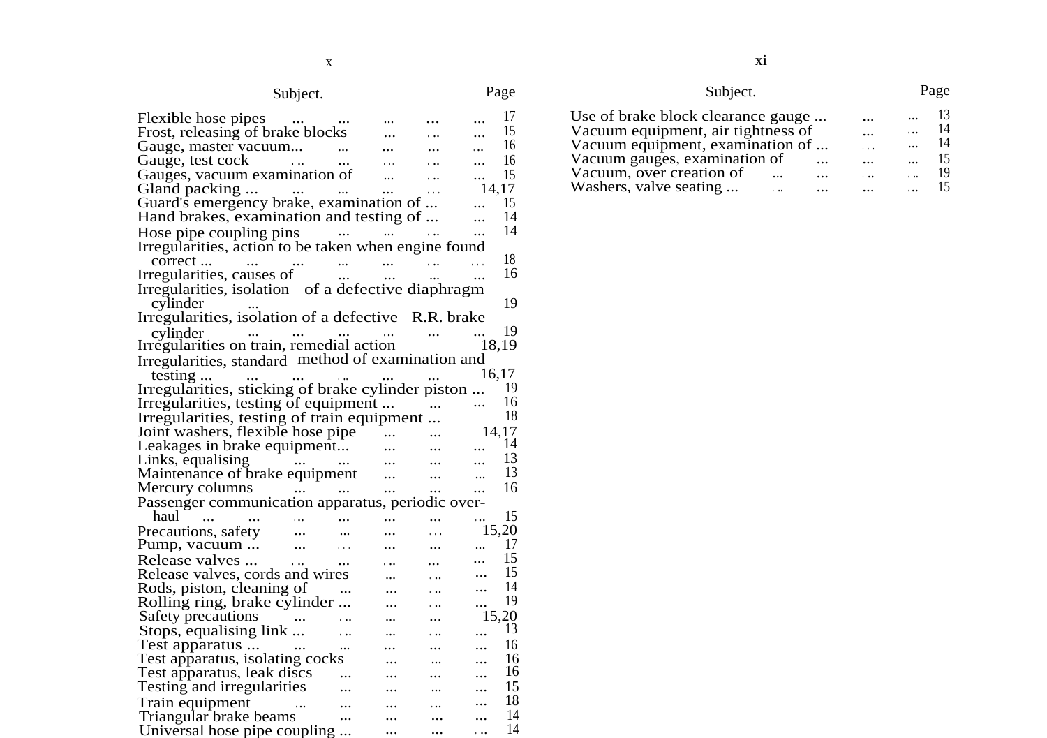| Subject. | Page |
| --- | --- |
| Flexible hose pipes ... ... ... ... ... | 17 |
| Frost, releasing of brake blocks ... ... ... | 15 |
| Gauge, master vacuum... ... ... ... ... | 16 |
| Gauge, test cock ... ... ... ... ... | 16 |
| Gauges, vacuum examination of ... ... ... | 15 |
| Gland packing ... ... ... ... ... | 14,17 |
| Guard's emergency brake, examination of ... ... | 15 |
| Hand brakes, examination and testing of ... ... | 14 |
| Hose pipe coupling pins ... ... ... ... | 14 |
| Irregularities, action to be taken when engine found correct ... ... ... ... ... ... ... | 18 |
| Irregularities, causes of ... ... ... ... | 16 |
| Irregularities, isolation of a defective diaphragm cylinder ... | 19 |
| Irregularities, isolation of a defective R.R. brake cylinder ... ... ... ... ... ... | 19 |
| Irregularities on train, remedial action | 18,19 |
| Irregularities, standard method of examination and testing ... ... ... ... ... ... | 16,17 |
| Irregularities, sticking of brake cylinder piston ... | 19 |
| Irregularities, testing of equipment ... ... ... | 16 |
| Irregularities, testing of train equipment ... | 18 |
| Joint washers, flexible hose pipe ... ... | 14,17 |
| Leakages in brake equipment... ... ... ... | 14 |
| Links, equalising ... ... ... ... ... | 13 |
| Maintenance of brake equipment ... ... ... | 13 |
| Mercury columns ... ... ... ... ... | 16 |
| Passenger communication apparatus, periodic overhaul ... ... ... ... ... ... ... | 15 |
| Precautions, safety ... ... ... ... | 15,20 |
| Pump, vacuum ... ... ... ... ... ... | 17 |
| Release valves ... ... ... ... ... ... | 15 |
| Release valves, cords and wires ... ... ... | 15 |
| Rods, piston, cleaning of ... ... ... ... | 14 |
| Rolling ring, brake cylinder ... ... ... ... | 19 |
| Safety precautions ... ... ... ... | 15,20 |
| Stops, equalising link ... ... ... ... ... | 13 |
| Test apparatus ... ... ... ... ... ... | 16 |
| Test apparatus, isolating cocks ... ... ... | 16 |
| Test apparatus, leak discs ... ... ... ... | 16 |
| Testing and irregularities ... ... ... ... | 15 |
| Train equipment ... ... ... ... ... | 18 |
| Triangular brake beams ... ... ... ... | 14 |
| Universal hose pipe coupling ... ... ... ... | 14 |

| Subject. | Page |
| --- | --- |
| Use of brake block clearance gauge ... ... ... | 13 |
| Vacuum equipment, air tightness of ... ... | 14 |
| Vacuum equipment, examination of ... ... ... | 14 |
| Vacuum gauges, examination of ... ... ... | 15 |
| Vacuum, over creation of ... ... ... ... | 19 |
| Washers, valve seating ... ... ... ... ... | 15 |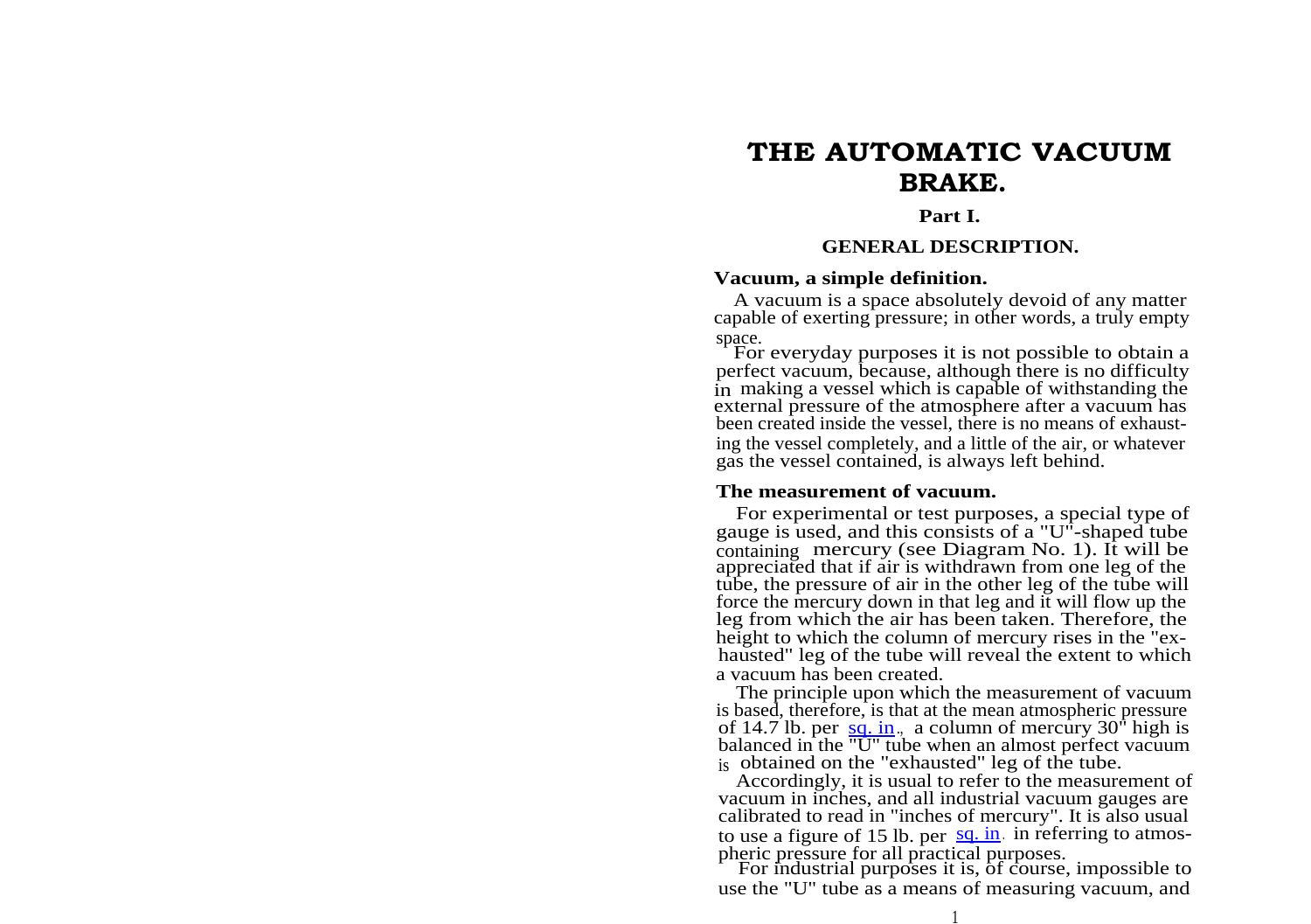# THE AUTOMATIC VACUUM BRAKE.

## Part I.

## GENERAL DESCRIPTION.

### Vacuum, a simple definition.

A vacuum is a space absolutely devoid of any matter capable of exerting pressure; in other words, a truly empty space.

For everyday purposes it is not possible to obtain a perfect vacuum, because, although there is no difficulty in making a vessel which is capable of withstanding the external pressure of the atmosphere after a vacuum has been created inside the vessel, there is no means of exhausting the vessel completely, and a little of the air, or whatever gas the vessel contained, is always left behind.

### The measurement of vacuum.

For experimental or test purposes, a special type of gauge is used, and this consists of a "U"-shaped tube containing mercury (see Diagram No. 1). It will be appreciated that if air is withdrawn from one leg of the tube, the pressure of air in the other leg of the tube will force the mercury down in that leg and it will flow up the leg from which the air has been taken. Therefore, the height to which the column of mercury rises in the "exhausted" leg of the tube will reveal the extent to which a vacuum has been created.

The principle upon which the measurement of vacuum is based, therefore, is that at the mean atmospheric pressure of 14.7 lb. per sq. in., a column of mercury 30" high is balanced in the "U" tube when an almost perfect vacuum is obtained on the "exhausted" leg of the tube.

Accordingly, it is usual to refer to the measurement of vacuum in inches, and all industrial vacuum gauges are calibrated to read in "inches of mercury". It is also usual to use a figure of 15 lb. per sq. in. in referring to atmospheric pressure for all practical purposes.

For industrial purposes it is, of course, impossible to use the "U" tube as a means of measuring vacuum, and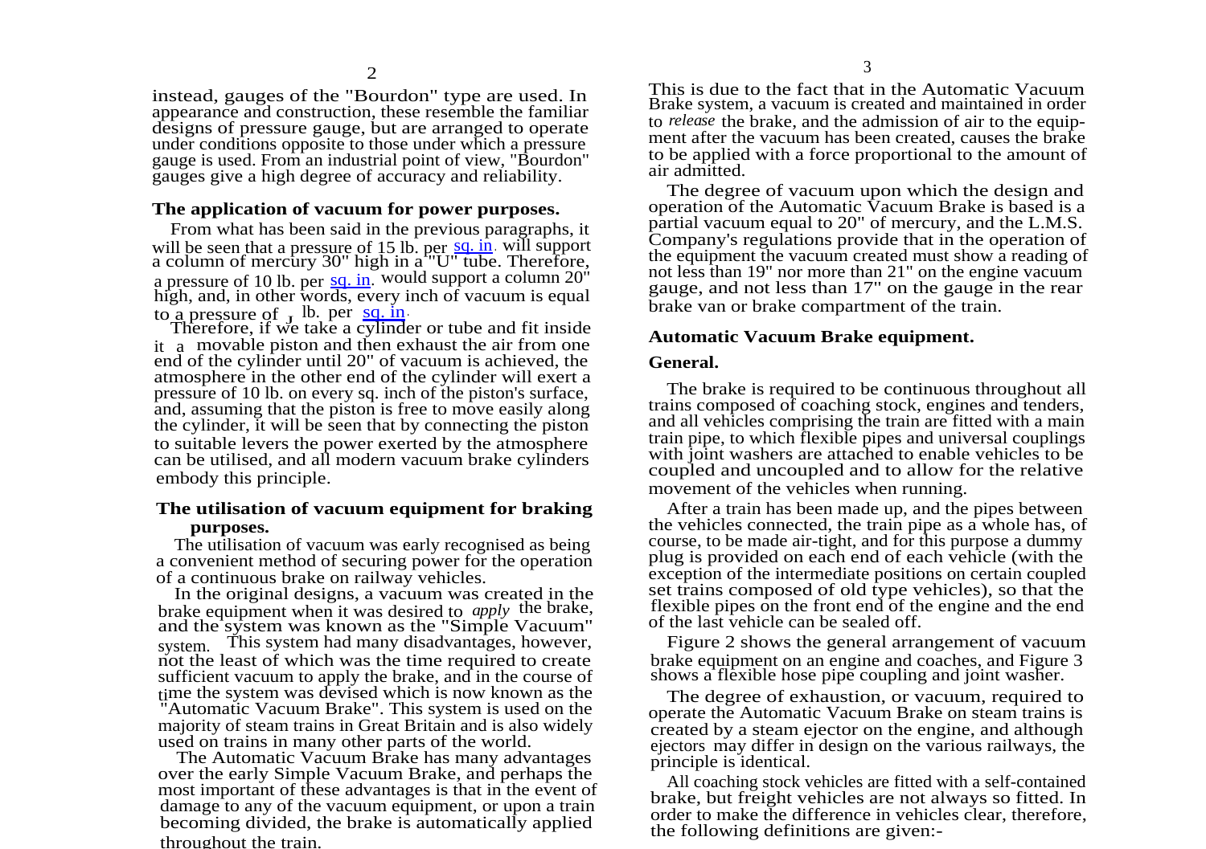instead, gauges of the "Bourdon" type are used. In appearance and construction, these resemble the familiar designs of pressure gauge, but are arranged to operate under conditions opposite to those under which a pressure gauge is used. From an industrial point of view, "Bourdon" gauges give a high degree of accuracy and reliability.

**The application of vacuum for power purposes.**

From what has been said in the previous paragraphs, it will be seen that a pressure of 15 lb. per sq. in. will support a column of mercury 30" high in a "U" tube. Therefore, a pressure of 10 lb. per sq. in. would support a column 20" high, and, in other words, every inch of vacuum is equal to a pressure of , lb. per sq. in.

Therefore, if we take a cylinder or tube and fit inside it a movable piston and then exhaust the air from one end of the cylinder until 20" of vacuum is achieved, the atmosphere in the other end of the cylinder will exert a pressure of 10 lb. on every sq. inch of the piston's surface, and, assuming that the piston is free to move easily along the cylinder, it will be seen that by connecting the piston to suitable levers the power exerted by the atmosphere can be utilised, and all modern vacuum brake cylinders embody this principle.

**The utilisation of vacuum equipment for braking purposes.**

The utilisation of vacuum was early recognised as being a convenient method of securing power for the operation of a continuous brake on railway vehicles.

In the original designs, a vacuum was created in the brake equipment when it was desired to *apply* the brake, and the system was known as the "Simple Vacuum" system. This system had many disadvantages, however, not the least of which was the time required to create sufficient vacuum to apply the brake, and in the course of time the system was devised which is now known as the "Automatic Vacuum Brake". This system is used on the majority of steam trains in Great Britain and is also widely used on trains in many other parts of the world.

The Automatic Vacuum Brake has many advantages over the early Simple Vacuum Brake, and perhaps the most important of these advantages is that in the event of damage to any of the vacuum equipment, or upon a train becoming divided, the brake is automatically applied throughout the train.

This is due to the fact that in the Automatic Vacuum Brake system, a vacuum is created and maintained in order to *release* the brake, and the admission of air to the equipment after the vacuum has been created, causes the brake to be applied with a force proportional to the amount of air admitted.

The degree of vacuum upon which the design and operation of the Automatic Vacuum Brake is based is a partial vacuum equal to 20" of mercury, and the L.M.S. Company's regulations provide that in the operation of the equipment the vacuum created must show a reading of not less than 19" nor more than 21" on the engine vacuum gauge, and not less than 17" on the gauge in the rear brake van or brake compartment of the train.

**Automatic Vacuum Brake equipment.**

**General.**

The brake is required to be continuous throughout all trains composed of coaching stock, engines and tenders, and all vehicles comprising the train are fitted with a main train pipe, to which flexible pipes and universal couplings with joint washers are attached to enable vehicles to be coupled and uncoupled and to allow for the relative movement of the vehicles when running.

After a train has been made up, and the pipes between the vehicles connected, the train pipe as a whole has, of course, to be made air-tight, and for this purpose a dummy plug is provided on each end of each vehicle (with the exception of the intermediate positions on certain coupled set trains composed of old type vehicles), so that the flexible pipes on the front end of the engine and the end of the last vehicle can be sealed off.

Figure 2 shows the general arrangement of vacuum brake equipment on an engine and coaches, and Figure 3 shows a flexible hose pipe coupling and joint washer.

The degree of exhaustion, or vacuum, required to operate the Automatic Vacuum Brake on steam trains is created by a steam ejector on the engine, and although ejectors may differ in design on the various railways, the principle is identical.

All coaching stock vehicles are fitted with a self-contained brake, but freight vehicles are not always so fitted. In order to make the difference in vehicles clear, therefore, the following definitions are given:-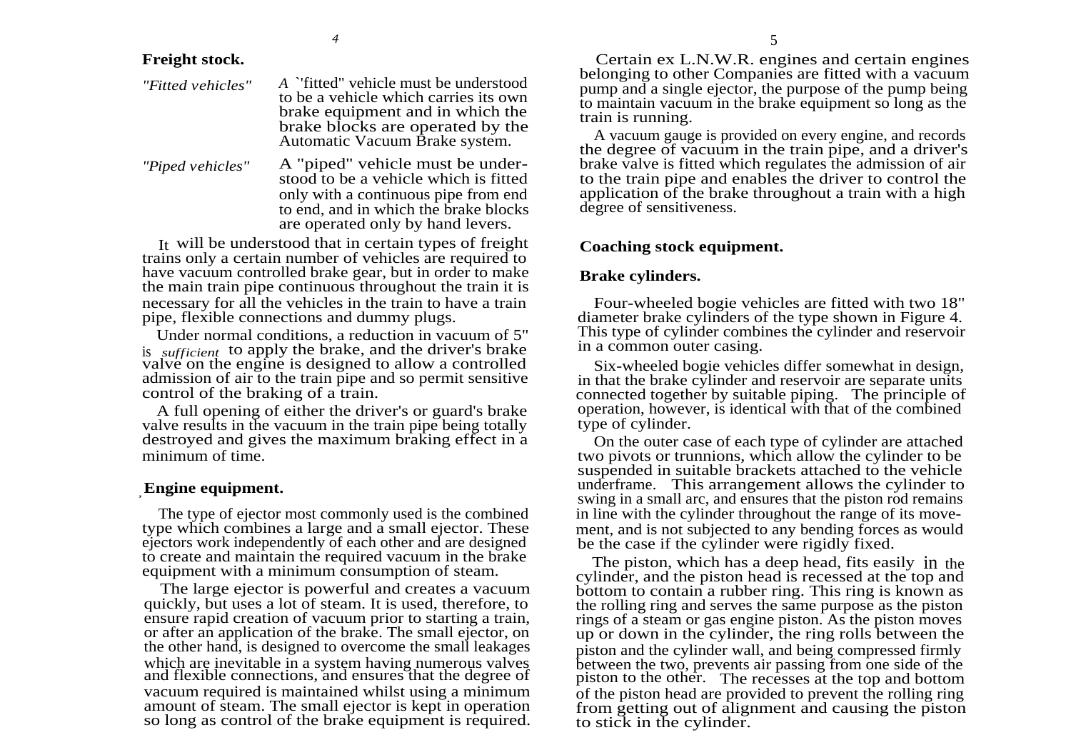**Freight stock.**

*"Fitted vehicles"* — A "fitted" vehicle must be understood to be a vehicle which carries its own brake equipment and in which the brake blocks are operated by the Automatic Vacuum Brake system.

*"Piped vehicles"* — A "piped" vehicle must be understood to be a vehicle which is fitted only with a continuous pipe from end to end, and in which the brake blocks are operated only by hand levers.

It will be understood that in certain types of freight trains only a certain number of vehicles are required to have vacuum controlled brake gear, but in order to make the main train pipe continuous throughout the train it is necessary for all the vehicles in the train to have a train pipe, flexible connections and dummy plugs.

Under normal conditions, a reduction in vacuum of 5" is *sufficient* to apply the brake, and the driver's brake valve on the engine is designed to allow a controlled admission of air to the train pipe and so permit sensitive control of the braking of a train.

A full opening of either the driver's or guard's brake valve results in the vacuum in the train pipe being totally destroyed and gives the maximum braking effect in a minimum of time.

**Engine equipment.**

The type of ejector most commonly used is the combined type which combines a large and a small ejector. These ejectors work independently of each other and are designed to create and maintain the required vacuum in the brake equipment with a minimum consumption of steam.

The large ejector is powerful and creates a vacuum quickly, but uses a lot of steam. It is used, therefore, to ensure rapid creation of vacuum prior to starting a train, or after an application of the brake. The small ejector, on the other hand, is designed to overcome the small leakages which are inevitable in a system having numerous valves and flexible connections, and ensures that the degree of vacuum required is maintained whilst using a minimum amount of steam. The small ejector is kept in operation so long as control of the brake equipment is required.

Certain ex L.N.W.R. engines and certain engines belonging to other Companies are fitted with a vacuum pump and a single ejector, the purpose of the pump being to maintain vacuum in the brake equipment so long as the train is running.

A vacuum gauge is provided on every engine, and records the degree of vacuum in the train pipe, and a driver's brake valve is fitted which regulates the admission of air to the train pipe and enables the driver to control the application of the brake throughout a train with a high degree of sensitiveness.

**Coaching stock equipment.**

**Brake cylinders.**

Four-wheeled bogie vehicles are fitted with two 18" diameter brake cylinders of the type shown in Figure 4. This type of cylinder combines the cylinder and reservoir in a common outer casing.

Six-wheeled bogie vehicles differ somewhat in design, in that the brake cylinder and reservoir are separate units connected together by suitable piping. The principle of operation, however, is identical with that of the combined type of cylinder.

On the outer case of each type of cylinder are attached two pivots or trunnions, which allow the cylinder to be suspended in suitable brackets attached to the vehicle underframe. This arrangement allows the cylinder to swing in a small arc, and ensures that the piston rod remains in line with the cylinder throughout the range of its movement, and is not subjected to any bending forces as would be the case if the cylinder were rigidly fixed.

The piston, which has a deep head, fits easily in the cylinder, and the piston head is recessed at the top and bottom to contain a rubber ring. This ring is known as the rolling ring and serves the same purpose as the piston rings of a steam or gas engine piston. As the piston moves up or down in the cylinder, the ring rolls between the piston and the cylinder wall, and being compressed firmly between the two, prevents air passing from one side of the piston to the other. The recesses at the top and bottom of the piston head are provided to prevent the rolling ring from getting out of alignment and causing the piston to stick in the cylinder.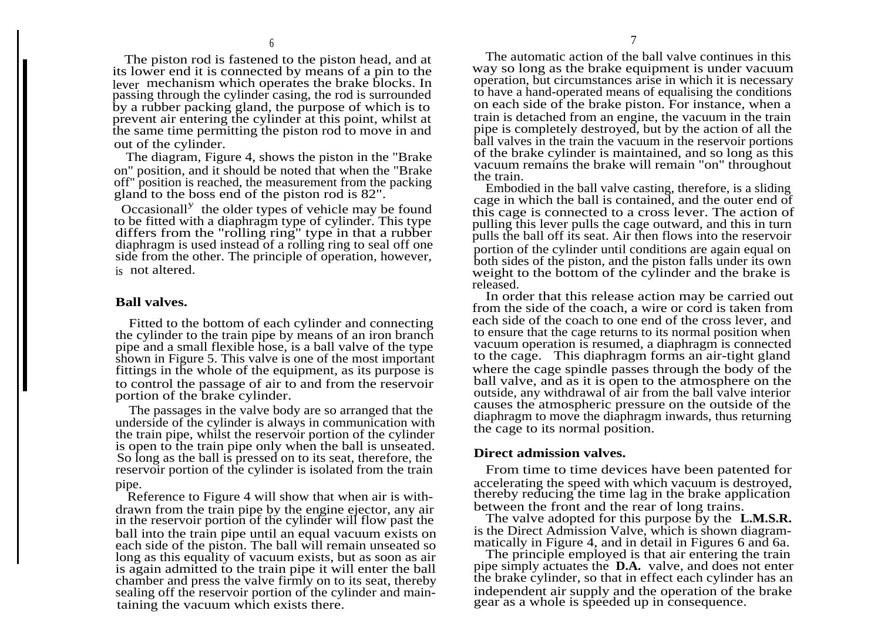The piston rod is fastened to the piston head, and at its lower end it is connected by means of a pin to the lever mechanism which operates the brake blocks. In passing through the cylinder casing, the rod is surrounded by a rubber packing gland, the purpose of which is to prevent air entering the cylinder at this point, whilst at the same time permitting the piston rod to move in and out of the cylinder.

The diagram, Figure 4, shows the piston in the "Brake on" position, and it should be noted that when the "Brake off" position is reached, the measurement from the packing gland to the boss end of the piston rod is 82".

Occasionally the older types of vehicle may be found to be fitted with a diaphragm type of cylinder. This type differs from the "rolling ring" type in that a rubber diaphragm is used instead of a rolling ring to seal off one side from the other. The principle of operation, however, is not altered.

**Ball valves.**

Fitted to the bottom of each cylinder and connecting the cylinder to the train pipe by means of an iron branch pipe and a small flexible hose, is a ball valve of the type shown in Figure 5. This valve is one of the most important fittings in the whole of the equipment, as its purpose is to control the passage of air to and from the reservoir portion of the brake cylinder.

The passages in the valve body are so arranged that the underside of the cylinder is always in communication with the train pipe, whilst the reservoir portion of the cylinder is open to the train pipe only when the ball is unseated. So long as the ball is pressed on to its seat, therefore, the reservoir portion of the cylinder is isolated from the train pipe.

Reference to Figure 4 will show that when air is withdrawn from the train pipe by the engine ejector, any air in the reservoir portion of the cylinder will flow past the ball into the train pipe until an equal vacuum exists on each side of the piston. The ball will remain unseated so long as this equality of vacuum exists, but as soon as air is again admitted to the train pipe it will enter the ball chamber and press the valve firmly on to its seat, thereby sealing off the reservoir portion of the cylinder and maintaining the vacuum which exists there.

The automatic action of the ball valve continues in this way so long as the brake equipment is under vacuum operation, but circumstances arise in which it is necessary to have a hand-operated means of equalising the conditions on each side of the brake piston. For instance, when a train is detached from an engine, the vacuum in the train pipe is completely destroyed, but by the action of all the ball valves in the train the vacuum in the reservoir portions of the brake cylinder is maintained, and so long as this vacuum remains the brake will remain "on" throughout the train.

Embodied in the ball valve casting, therefore, is a sliding cage in which the ball is contained, and the outer end of this cage is connected to a cross lever. The action of pulling this lever pulls the cage outward, and this in turn pulls the ball off its seat. Air then flows into the reservoir portion of the cylinder until conditions are again equal on both sides of the piston, and the piston falls under its own weight to the bottom of the cylinder and the brake is released.

In order that this release action may be carried out from the side of the coach, a wire or cord is taken from each side of the coach to one end of the cross lever, and to ensure that the cage returns to its normal position when vacuum operation is resumed, a diaphragm is connected to the cage. This diaphragm forms an air-tight gland where the cage spindle passes through the body of the ball valve, and as it is open to the atmosphere on the outside, any withdrawal of air from the ball valve interior causes the atmospheric pressure on the outside of the diaphragm to move the diaphragm inwards, thus returning the cage to its normal position.

**Direct admission valves.**

From time to time devices have been patented for accelerating the speed with which vacuum is destroyed, thereby reducing the time lag in the brake application between the front and the rear of long trains.

The valve adopted for this purpose by the **L.M.S.R.** is the Direct Admission Valve, which is shown diagrammatically in Figure 4, and in detail in Figures 6 and 6a.

The principle employed is that air entering the train pipe simply actuates the **D.A.** valve, and does not enter the brake cylinder, so that in effect each cylinder has an independent air supply and the operation of the brake gear as a whole is speeded up in consequence.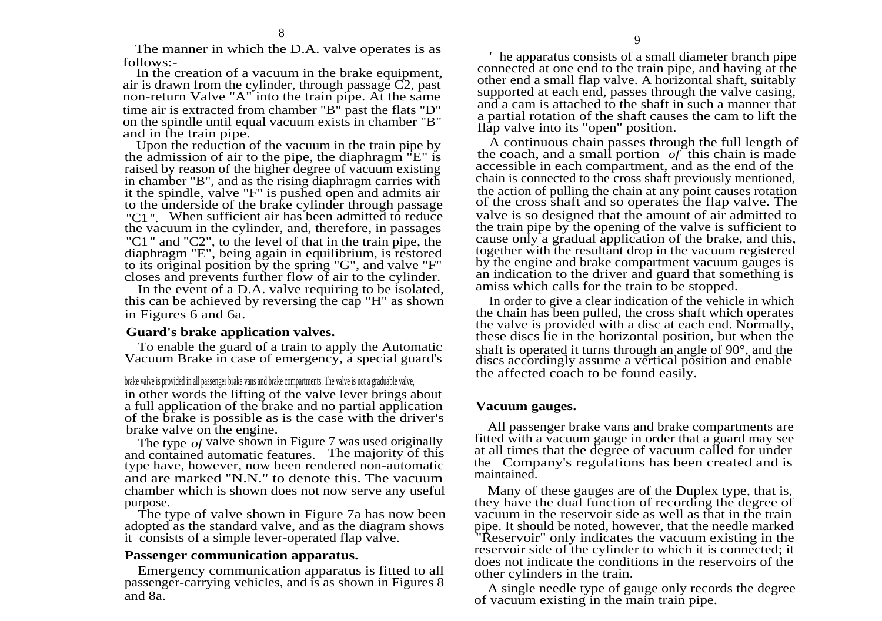The manner in which the D.A. valve operates is as follows:-

In the creation of a vacuum in the brake equipment, air is drawn from the cylinder, through passage C2, past non-return Valve "A" into the train pipe. At the same time air is extracted from chamber "B" past the flats "D" on the spindle until equal vacuum exists in chamber "B" and in the train pipe.

Upon the reduction of the vacuum in the train pipe by the admission of air to the pipe, the diaphragm "E" is raised by reason of the higher degree of vacuum existing in chamber "B", and as the rising diaphragm carries with it the spindle, valve "F" is pushed open and admits air to the underside of the brake cylinder through passage "C1". When sufficient air has been admitted to reduce the vacuum in the cylinder, and, therefore, in passages "C1" and "C2", to the level of that in the train pipe, the diaphragm "E", being again in equilibrium, is restored to its original position by the spring "G", and valve "F" closes and prevents further flow of air to the cylinder.

In the event of a D.A. valve requiring to be isolated, this can be achieved by reversing the cap "H" as shown in Figures 6 and 6a.

**Guard's brake application valves.**

To enable the guard of a train to apply the Automatic Vacuum Brake in case of emergency, a special guard's brake valve is provided in all passenger brake vans and brake compartments. The valve is not a graduable valve, in other words the lifting of the valve lever brings about a full application of the brake and no partial application of the brake is possible as is the case with the driver's brake valve on the engine.

The type *of* valve shown in Figure 7 was used originally and contained automatic features. The majority of this type have, however, now been rendered non-automatic and are marked "N.N." to denote this. The vacuum chamber which is shown does not now serve any useful purpose.

The type of valve shown in Figure 7a has now been adopted as the standard valve, and as the diagram shows it consists of a simple lever-operated flap valve.

**Passenger communication apparatus.**

Emergency communication apparatus is fitted to all passenger-carrying vehicles, and is as shown in Figures 8 and 8a.

' he apparatus consists of a small diameter branch pipe connected at one end to the train pipe, and having at the other end a small flap valve. A horizontal shaft, suitably supported at each end, passes through the valve casing, and a cam is attached to the shaft in such a manner that a partial rotation of the shaft causes the cam to lift the flap valve into its "open" position.

A continuous chain passes through the full length of the coach, and a small portion *of* this chain is made accessible in each compartment, and as the end of the chain is connected to the cross shaft previously mentioned, the action of pulling the chain at any point causes rotation of the cross shaft and so operates the flap valve. The valve is so designed that the amount of air admitted to the train pipe by the opening of the valve is sufficient to cause only a gradual application of the brake, and this, together with the resultant drop in the vacuum registered by the engine and brake compartment vacuum gauges is an indication to the driver and guard that something is amiss which calls for the train to be stopped.

In order to give a clear indication of the vehicle in which the chain has been pulled, the cross shaft which operates the valve is provided with a disc at each end. Normally, these discs lie in the horizontal position, but when the shaft is operated it turns through an angle of 90°, and the discs accordingly assume a vertical position and enable the affected coach to be found easily.

**Vacuum gauges.**

All passenger brake vans and brake compartments are fitted with a vacuum gauge in order that a guard may see at all times that the degree of vacuum called for under the Company's regulations has been created and is maintained.

Many of these gauges are of the Duplex type, that is, they have the dual function of recording the degree of vacuum in the reservoir side as well as that in the train pipe. It should be noted, however, that the needle marked "Reservoir" only indicates the vacuum existing in the reservoir side of the cylinder to which it is connected; it does not indicate the conditions in the reservoirs of the other cylinders in the train.

A single needle type of gauge only records the degree of vacuum existing in the main train pipe.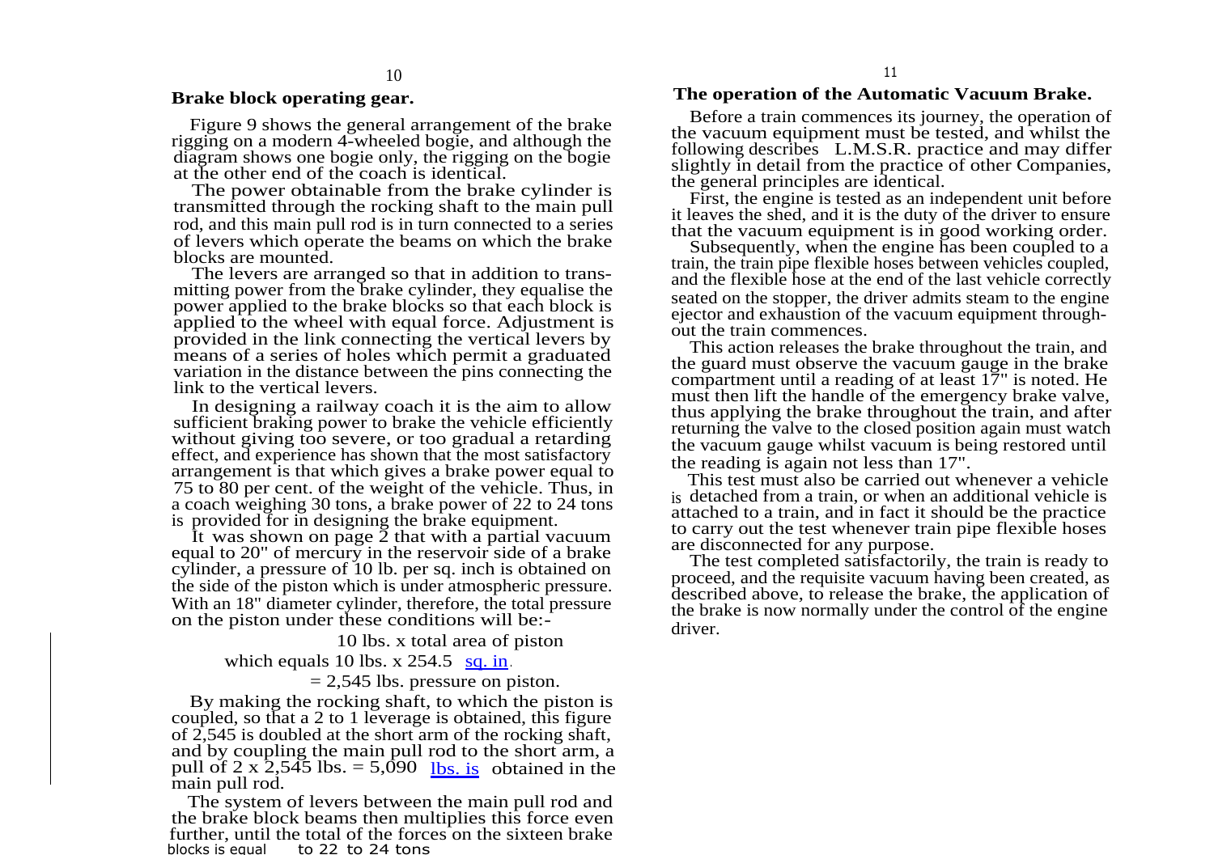## Brake block operating gear.

Figure 9 shows the general arrangement of the brake rigging on a modern 4-wheeled bogie, and although the diagram shows one bogie only, the rigging on the bogie at the other end of the coach is identical.

The power obtainable from the brake cylinder is transmitted through the rocking shaft to the main pull rod, and this main pull rod is in turn connected to a series of levers which operate the beams on which the brake blocks are mounted.

The levers are arranged so that in addition to transmitting power from the brake cylinder, they equalise the power applied to the brake blocks so that each block is applied to the wheel with equal force. Adjustment is provided in the link connecting the vertical levers by means of a series of holes which permit a graduated variation in the distance between the pins connecting the link to the vertical levers.

In designing a railway coach it is the aim to allow sufficient braking power to brake the vehicle efficiently without giving too severe, or too gradual a retarding effect, and experience has shown that the most satisfactory arrangement is that which gives a brake power equal to 75 to 80 per cent. of the weight of the vehicle. Thus, in a coach weighing 30 tons, a brake power of 22 to 24 tons is provided for in designing the brake equipment.

It was shown on page 2 that with a partial vacuum equal to 20" of mercury in the reservoir side of a brake cylinder, a pressure of 10 lb. per sq. inch is obtained on the side of the piston which is under atmospheric pressure. With an 18" diameter cylinder, therefore, the total pressure on the piston under these conditions will be:-

10 lbs. x total area of piston

which equals 10 lbs. x 254.5 sq. in.

= 2,545 lbs. pressure on piston.

By making the rocking shaft, to which the piston is coupled, so that a 2 to 1 leverage is obtained, this figure of 2,545 is doubled at the short arm of the rocking shaft, and by coupling the main pull rod to the short arm, a pull of 2 x 2,545 lbs. = 5,090 lbs. is obtained in the main pull rod.

The system of levers between the main pull rod and the brake block beams then multiplies this force even further, until the total of the forces on the sixteen brake blocks is equal to 22 to 24 tons

## The operation of the Automatic Vacuum Brake.

Before a train commences its journey, the operation of the vacuum equipment must be tested, and whilst the following describes L.M.S.R. practice and may differ slightly in detail from the practice of other Companies, the general principles are identical.

First, the engine is tested as an independent unit before it leaves the shed, and it is the duty of the driver to ensure that the vacuum equipment is in good working order.

Subsequently, when the engine has been coupled to a train, the train pipe flexible hoses between vehicles coupled, and the flexible hose at the end of the last vehicle correctly seated on the stopper, the driver admits steam to the engine ejector and exhaustion of the vacuum equipment throughout the train commences.

This action releases the brake throughout the train, and the guard must observe the vacuum gauge in the brake compartment until a reading of at least 17" is noted. He must then lift the handle of the emergency brake valve, thus applying the brake throughout the train, and after returning the valve to the closed position again must watch the vacuum gauge whilst vacuum is being restored until the reading is again not less than 17".

This test must also be carried out whenever a vehicle is detached from a train, or when an additional vehicle is attached to a train, and in fact it should be the practice to carry out the test whenever train pipe flexible hoses are disconnected for any purpose.

The test completed satisfactorily, the train is ready to proceed, and the requisite vacuum having been created, as described above, to release the brake, the application of the brake is now normally under the control of the engine driver.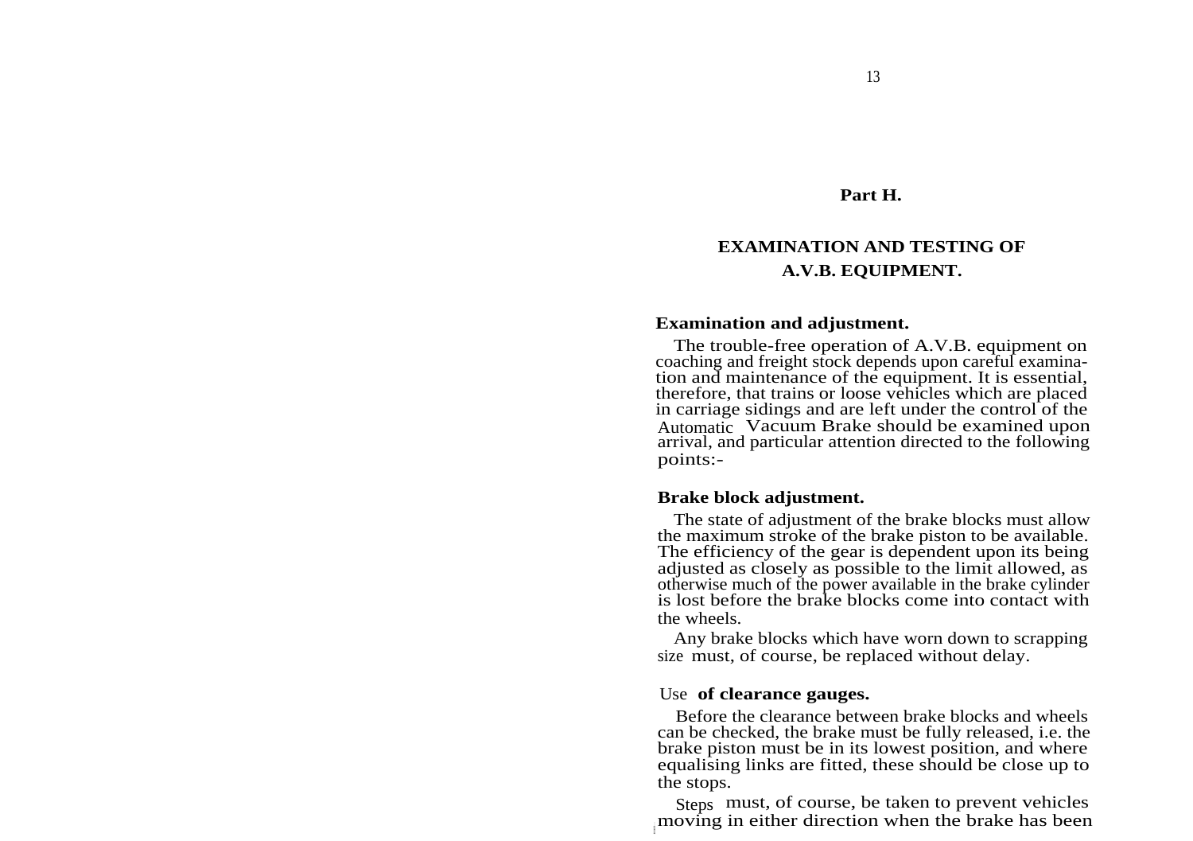## Part H.

## EXAMINATION AND TESTING OF A.V.B. EQUIPMENT.

### Examination and adjustment.

The trouble-free operation of A.V.B. equipment on coaching and freight stock depends upon careful examination and maintenance of the equipment. It is essential, therefore, that trains or loose vehicles which are placed in carriage sidings and are left under the control of the Automatic Vacuum Brake should be examined upon arrival, and particular attention directed to the following points:-

### Brake block adjustment.

The state of adjustment of the brake blocks must allow the maximum stroke of the brake piston to be available. The efficiency of the gear is dependent upon its being adjusted as closely as possible to the limit allowed, as otherwise much of the power available in the brake cylinder is lost before the brake blocks come into contact with the wheels.

Any brake blocks which have worn down to scrapping size must, of course, be replaced without delay.

### Use of clearance gauges.

Before the clearance between brake blocks and wheels can be checked, the brake must be fully released, i.e. the brake piston must be in its lowest position, and where equalising links are fitted, these should be close up to the stops.

Steps must, of course, be taken to prevent vehicles moving in either direction when the brake has been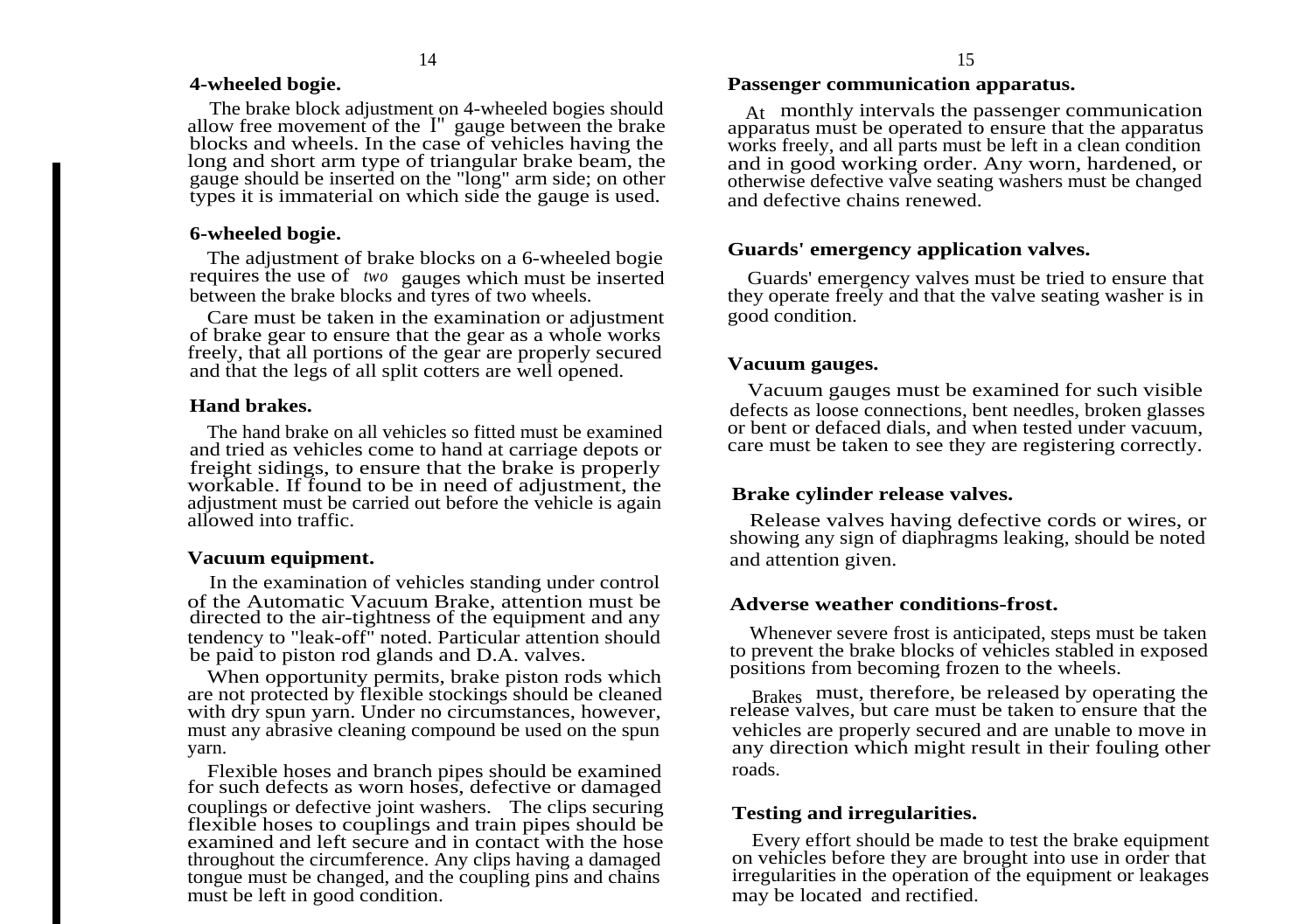### 4-wheeled bogie.

The brake block adjustment on 4-wheeled bogies should allow free movement of the I" gauge between the brake blocks and wheels. In the case of vehicles having the long and short arm type of triangular brake beam, the gauge should be inserted on the "long" arm side; on other types it is immaterial on which side the gauge is used.

### 6-wheeled bogie.

The adjustment of brake blocks on a 6-wheeled bogie requires the use of *two* gauges which must be inserted between the brake blocks and tyres of two wheels.

Care must be taken in the examination or adjustment of brake gear to ensure that the gear as a whole works freely, that all portions of the gear are properly secured and that the legs of all split cotters are well opened.

### Hand brakes.

The hand brake on all vehicles so fitted must be examined and tried as vehicles come to hand at carriage depots or freight sidings, to ensure that the brake is properly workable. If found to be in need of adjustment, the adjustment must be carried out before the vehicle is again allowed into traffic.

### Vacuum equipment.

In the examination of vehicles standing under control of the Automatic Vacuum Brake, attention must be directed to the air-tightness of the equipment and any tendency to "leak-off" noted. Particular attention should be paid to piston rod glands and D.A. valves.

When opportunity permits, brake piston rods which are not protected by flexible stockings should be cleaned with dry spun yarn. Under no circumstances, however, must any abrasive cleaning compound be used on the spun yarn.

Flexible hoses and branch pipes should be examined for such defects as worn hoses, defective or damaged couplings or defective joint washers. The clips securing flexible hoses to couplings and train pipes should be examined and left secure and in contact with the hose throughout the circumference. Any clips having a damaged tongue must be changed, and the coupling pins and chains must be left in good condition.

### Passenger communication apparatus.

At monthly intervals the passenger communication apparatus must be operated to ensure that the apparatus works freely, and all parts must be left in a clean condition and in good working order. Any worn, hardened, or otherwise defective valve seating washers must be changed and defective chains renewed.

### Guards' emergency application valves.

Guards' emergency valves must be tried to ensure that they operate freely and that the valve seating washer is in good condition.

### Vacuum gauges.

Vacuum gauges must be examined for such visible defects as loose connections, bent needles, broken glasses or bent or defaced dials, and when tested under vacuum, care must be taken to see they are registering correctly.

### Brake cylinder release valves.

Release valves having defective cords or wires, or showing any sign of diaphragms leaking, should be noted and attention given.

### Adverse weather conditions-frost.

Whenever severe frost is anticipated, steps must be taken to prevent the brake blocks of vehicles stabled in exposed positions from becoming frozen to the wheels.

Brakes must, therefore, be released by operating the release valves, but care must be taken to ensure that the vehicles are properly secured and are unable to move in any direction which might result in their fouling other roads.

### Testing and irregularities.

Every effort should be made to test the brake equipment on vehicles before they are brought into use in order that irregularities in the operation of the equipment or leakages may be located and rectified.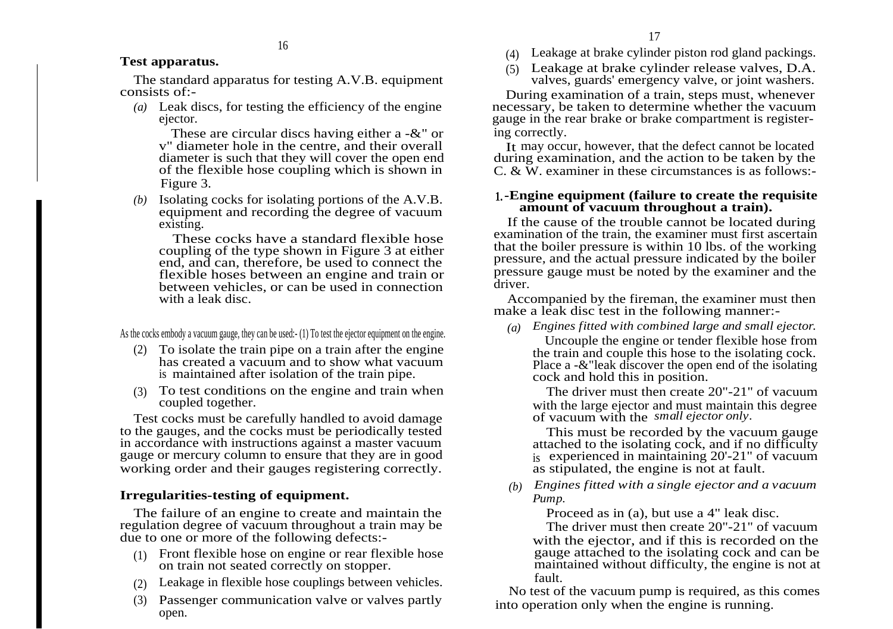**Test apparatus.**

The standard apparatus for testing A.V.B. equipment consists of:-

*(a)* Leak discs, for testing the efficiency of the engine ejector.

These are circular discs having either a -&" or v" diameter hole in the centre, and their overall diameter is such that they will cover the open end of the flexible hose coupling which is shown in Figure 3.

*(b)* Isolating cocks for isolating portions of the A.V.B. equipment and recording the degree of vacuum existing.

These cocks have a standard flexible hose coupling of the type shown in Figure 3 at either end, and can, therefore, be used to connect the flexible hoses between an engine and train or between vehicles, or can be used in connection with a leak disc.

As the cocks embody a vacuum gauge, they can be used:- (1) To test the ejector equipment on the engine.

(2) To isolate the train pipe on a train after the engine has created a vacuum and to show what vacuum is maintained after isolation of the train pipe.

(3) To test conditions on the engine and train when coupled together.

Test cocks must be carefully handled to avoid damage to the gauges, and the cocks must be periodically tested in accordance with instructions against a master vacuum gauge or mercury column to ensure that they are in good working order and their gauges registering correctly.

**Irregularities-testing of equipment.**

The failure of an engine to create and maintain the regulation degree of vacuum throughout a train may be due to one or more of the following defects:-

(1) Front flexible hose on engine or rear flexible hose on train not seated correctly on stopper.

(2) Leakage in flexible hose couplings between vehicles.

(3) Passenger communication valve or valves partly open.

(4) Leakage at brake cylinder piston rod gland packings.

(5) Leakage at brake cylinder release valves, D.A. valves, guards' emergency valve, or joint washers.

During examination of a train, steps must, whenever necessary, be taken to determine whether the vacuum gauge in the rear brake or brake compartment is registering correctly.

It may occur, however, that the defect cannot be located during examination, and the action to be taken by the C. & W. examiner in these circumstances is as follows:-

**1.-Engine equipment (failure to create the requisite amount of vacuum throughout a train).**

If the cause of the trouble cannot be located during examination of the train, the examiner must first ascertain that the boiler pressure is within 10 lbs. of the working pressure, and the actual pressure indicated by the boiler pressure gauge must be noted by the examiner and the driver.

Accompanied by the fireman, the examiner must then make a leak disc test in the following manner:-

*(a)* *Engines fitted with combined large and small ejector.*

Uncouple the engine or tender flexible hose from the train and couple this hose to the isolating cock. Place a -&"leak discover the open end of the isolating cock and hold this in position.

The driver must then create 20"-21" of vacuum with the large ejector and must maintain this degree of vacuum with the *small ejector only*.

This must be recorded by the vacuum gauge attached to the isolating cock, and if no difficulty is experienced in maintaining 20'-21" of vacuum as stipulated, the engine is not at fault.

*(b)* *Engines fitted with a single ejector and a vacuum Pump.*

Proceed as in (a), but use a 4" leak disc.

The driver must then create 20"-21" of vacuum with the ejector, and if this is recorded on the gauge attached to the isolating cock and can be maintained without difficulty, the engine is not at fault.

No test of the vacuum pump is required, as this comes into operation only when the engine is running.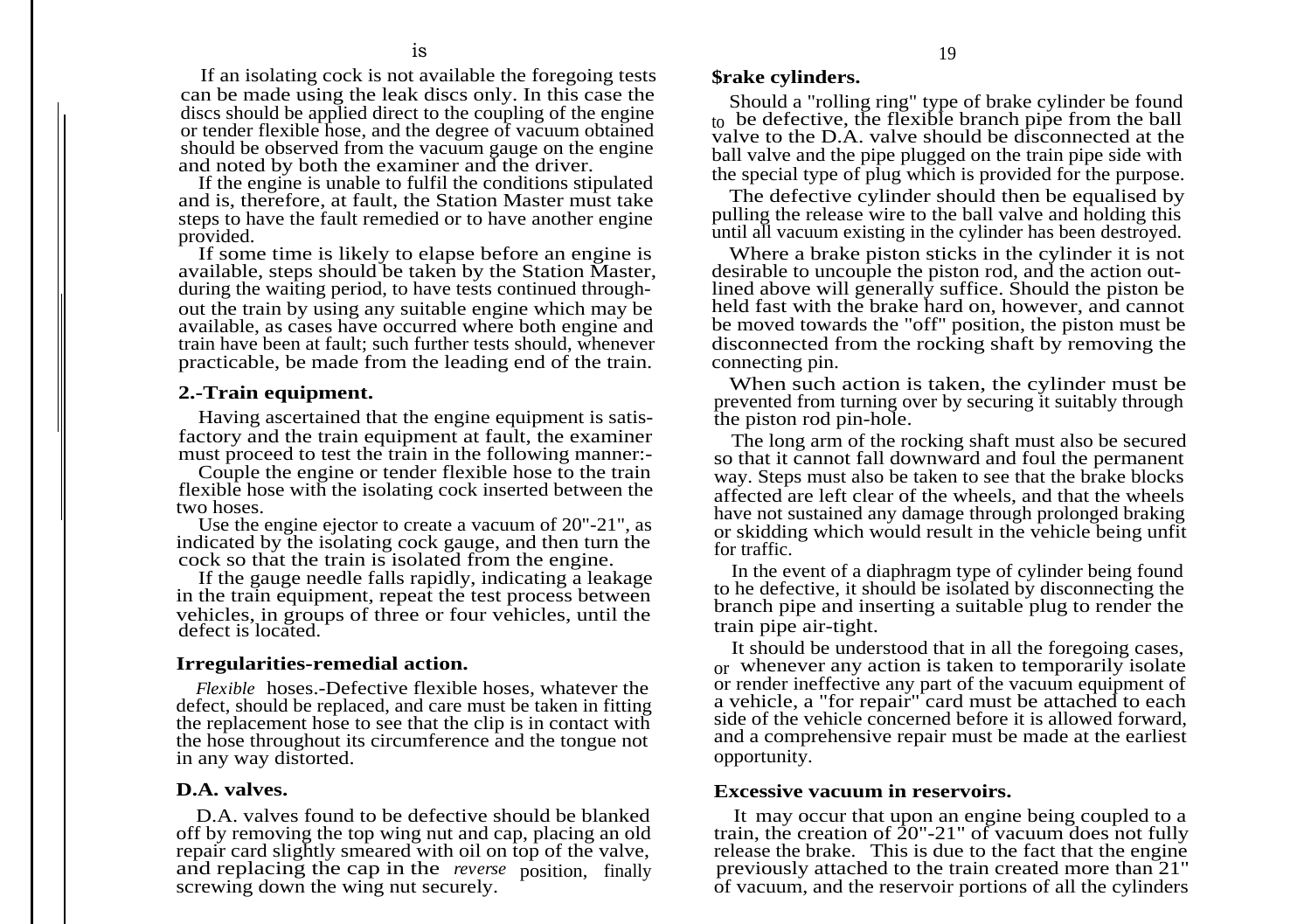If an isolating cock is not available the foregoing tests can be made using the leak discs only. In this case the discs should be applied direct to the coupling of the engine or tender flexible hose, and the degree of vacuum obtained should be observed from the vacuum gauge on the engine and noted by both the examiner and the driver.

If the engine is unable to fulfil the conditions stipulated and is, therefore, at fault, the Station Master must take steps to have the fault remedied or to have another engine provided.

If some time is likely to elapse before an engine is available, steps should be taken by the Station Master, during the waiting period, to have tests continued throughout the train by using any suitable engine which may be available, as cases have occurred where both engine and train have been at fault; such further tests should, whenever practicable, be made from the leading end of the train.

## 2.-Train equipment.

Having ascertained that the engine equipment is satisfactory and the train equipment at fault, the examiner must proceed to test the train in the following manner:-

Couple the engine or tender flexible hose to the train flexible hose with the isolating cock inserted between the two hoses.

Use the engine ejector to create a vacuum of 20"-21", as indicated by the isolating cock gauge, and then turn the cock so that the train is isolated from the engine.

If the gauge needle falls rapidly, indicating a leakage in the train equipment, repeat the test process between vehicles, in groups of three or four vehicles, until the defect is located.

## Irregularities-remedial action.

*Flexible* hoses.-Defective flexible hoses, whatever the defect, should be replaced, and care must be taken in fitting the replacement hose to see that the clip is in contact with the hose throughout its circumference and the tongue not in any way distorted.

## D.A. valves.

D.A. valves found to be defective should be blanked off by removing the top wing nut and cap, placing an old repair card slightly smeared with oil on top of the valve, and replacing the cap in the *reverse* position, finally screwing down the wing nut securely.

## $rake cylinders.

Should a "rolling ring" type of brake cylinder be found to be defective, the flexible branch pipe from the ball valve to the D.A. valve should be disconnected at the ball valve and the pipe plugged on the train pipe side with the special type of plug which is provided for the purpose.

The defective cylinder should then be equalised by pulling the release wire to the ball valve and holding this until all vacuum existing in the cylinder has been destroyed.

Where a brake piston sticks in the cylinder it is not desirable to uncouple the piston rod, and the action outlined above will generally suffice. Should the piston be held fast with the brake hard on, however, and cannot be moved towards the "off" position, the piston must be disconnected from the rocking shaft by removing the connecting pin.

When such action is taken, the cylinder must be prevented from turning over by securing it suitably through the piston rod pin-hole.

The long arm of the rocking shaft must also be secured so that it cannot fall downward and foul the permanent way. Steps must also be taken to see that the brake blocks affected are left clear of the wheels, and that the wheels have not sustained any damage through prolonged braking or skidding which would result in the vehicle being unfit for traffic.

In the event of a diaphragm type of cylinder being found to he defective, it should be isolated by disconnecting the branch pipe and inserting a suitable plug to render the train pipe air-tight.

It should be understood that in all the foregoing cases, or whenever any action is taken to temporarily isolate or render ineffective any part of the vacuum equipment of a vehicle, a "for repair" card must be attached to each side of the vehicle concerned before it is allowed forward, and a comprehensive repair must be made at the earliest opportunity.

## Excessive vacuum in reservoirs.

It may occur that upon an engine being coupled to a train, the creation of 20"-21" of vacuum does not fully release the brake. This is due to the fact that the engine previously attached to the train created more than 21" of vacuum, and the reservoir portions of all the cylinders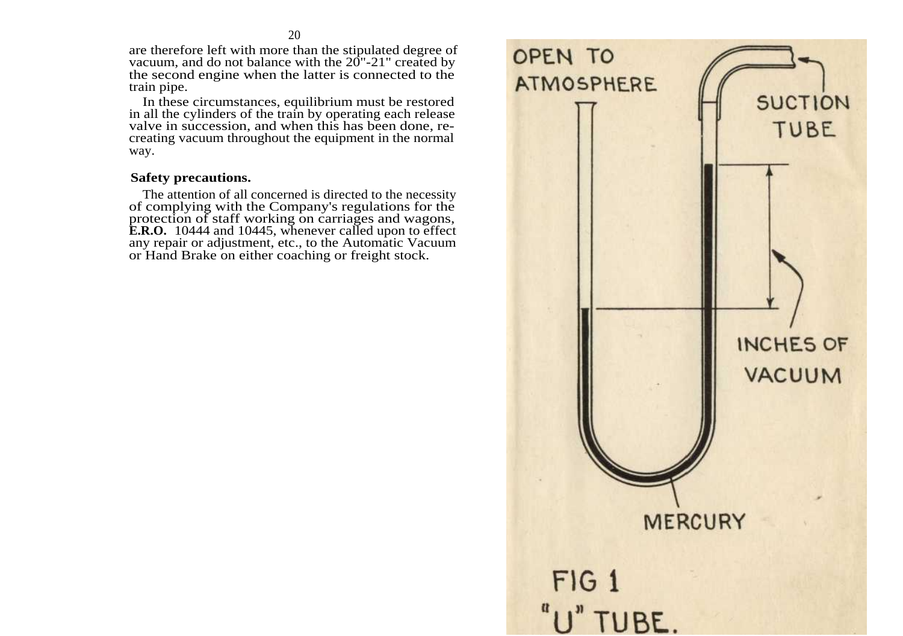are therefore left with more than the stipulated degree of vacuum, and do not balance with the 20"-21" created by the second engine when the latter is connected to the train pipe.

In these circumstances, equilibrium must be restored in all the cylinders of the train by operating each release valve in succession, and when this has been done, re-creating vacuum throughout the equipment in the normal way.

**Safety precautions.**

The attention of all concerned is directed to the necessity of complying with the Company's regulations for the protection of staff working on carriages and wagons, **E.R.O.** 10444 and 10445, whenever called upon to effect any repair or adjustment, etc., to the Automatic Vacuum or Hand Brake on either coaching or freight stock.

OPEN TO ATMOSPHERE

SUCTION TUBE

INCHES OF VACUUM

MERCURY

FIG 1
"U" TUBE.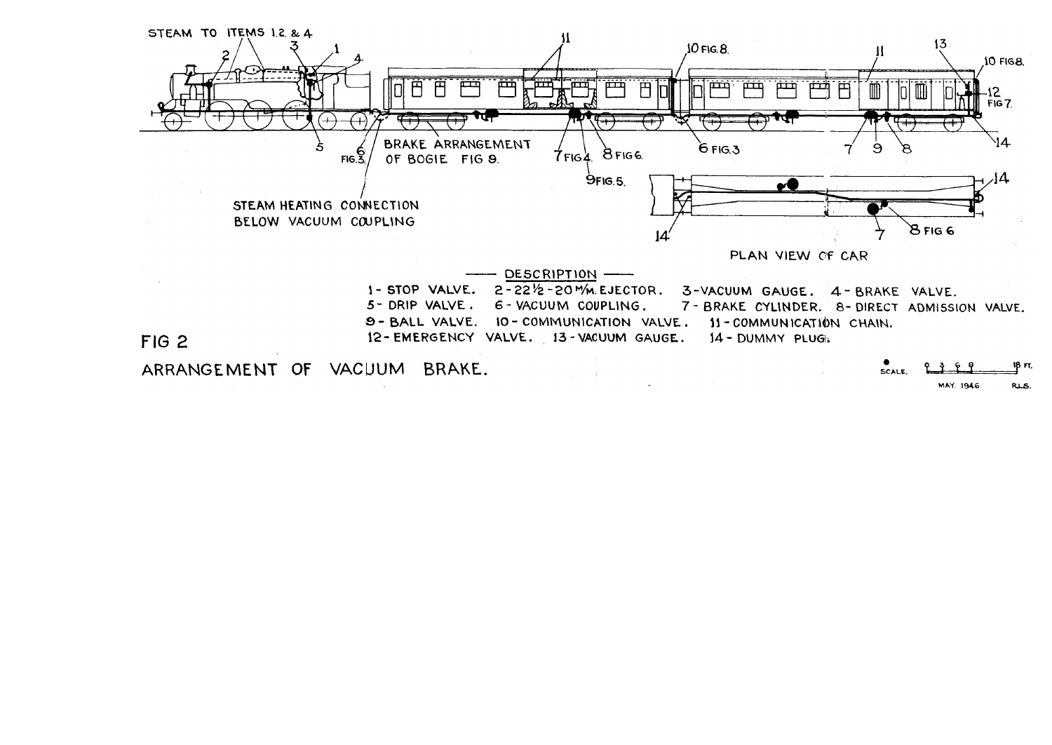STEAM TO ITEMS 1.2 & 4

BRAKE ARRANGEMENT OF BOGIE FIG 9.

STEAM HEATING CONNECTION BELOW VACUUM COUPLING

PLAN VIEW OF CAR

## DESCRIPTION

1 - STOP VALVE. 2 - 22½ - 20 M/M. EJECTOR. 3 - VACUUM GAUGE. 4 - BRAKE VALVE.
5 - DRIP VALVE. 6 - VACUUM COUPLING. 7 - BRAKE CYLINDER. 8 - DIRECT ADMISSION VALVE.
9 - BALL VALVE. 10 - COMMUNICATION VALVE. 11 - COMMUNICATION CHAIN.
12 - EMERGENCY VALVE. 13 - VACUUM GAUGE. 14 - DUMMY PLUG.

FIG 2

ARRANGEMENT OF VACUUM BRAKE.

SCALE. 0 3 6 9 18 FT.

MAY. 1946 R.L.S.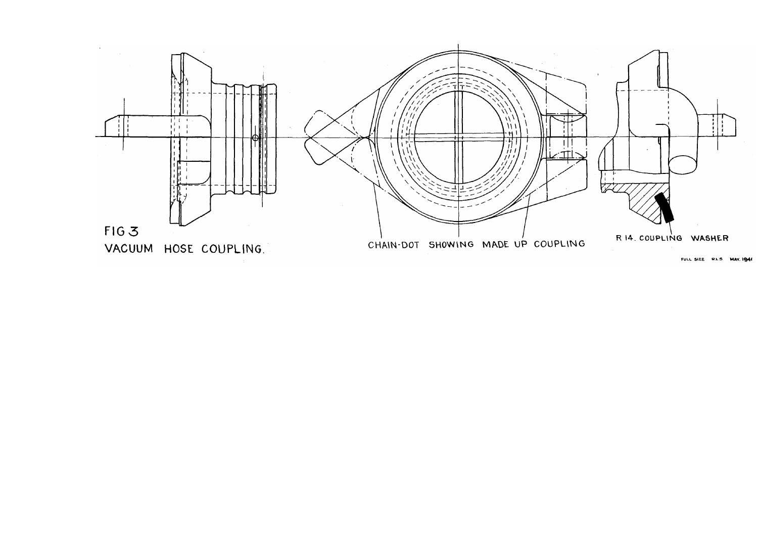FIG 3

VACUUM HOSE COUPLING.

CHAIN-DOT SHOWING MADE UP COUPLING

R 14. COUPLING WASHER

FULL SIZE R.L.S. MAY. 1941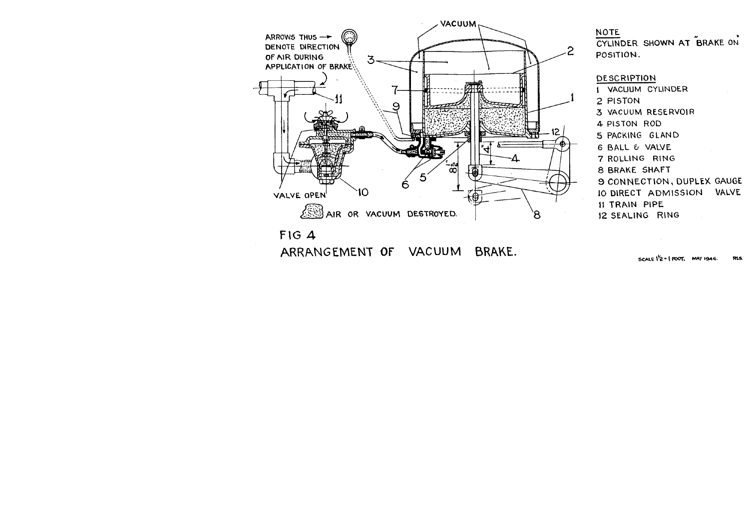NOTE
CYLINDER SHOWN AT "BRAKE ON" POSITION.

DESCRIPTION

1 VACUUM CYLINDER
2 PISTON
3 VACUUM RESERVOIR
4 PISTON ROD
5 PACKING GLAND
6 BALL & VALVE
7 ROLLING RING
8 BRAKE SHAFT
9 CONNECTION, DUPLEX GAUGE
10 DIRECT ADMISSION VALVE
11 TRAIN PIPE
12 SEALING RING

ARROWS THUS → DENOTE DIRECTION OF AIR DURING APPLICATION OF BRAKE

AIR OR VACUUM DESTROYED.

FIG 4

ARRANGEMENT OF VACUUM BRAKE.

SCALE 1½ = 1 FOOT. MAY 1946. R.I.S.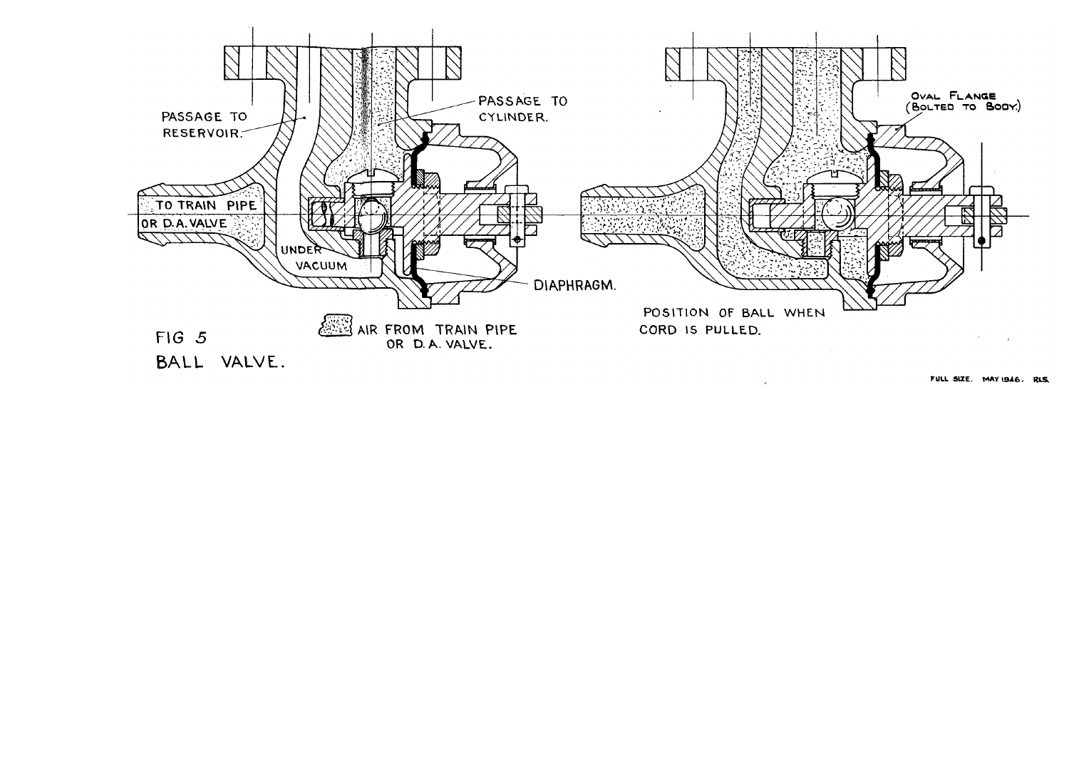PASSAGE TO RESERVOIR.

PASSAGE TO CYLINDER.

TO TRAIN PIPE OR D.A. VALVE

UNDER VACUUM

DIAPHRAGM.

OVAL FLANGE (BOLTED TO BODY.)

POSITION OF BALL WHEN CORD IS PULLED.

AIR FROM TRAIN PIPE OR D.A. VALVE.

FIG 5

BALL VALVE.

FULL SIZE. MAY 1946. RLS.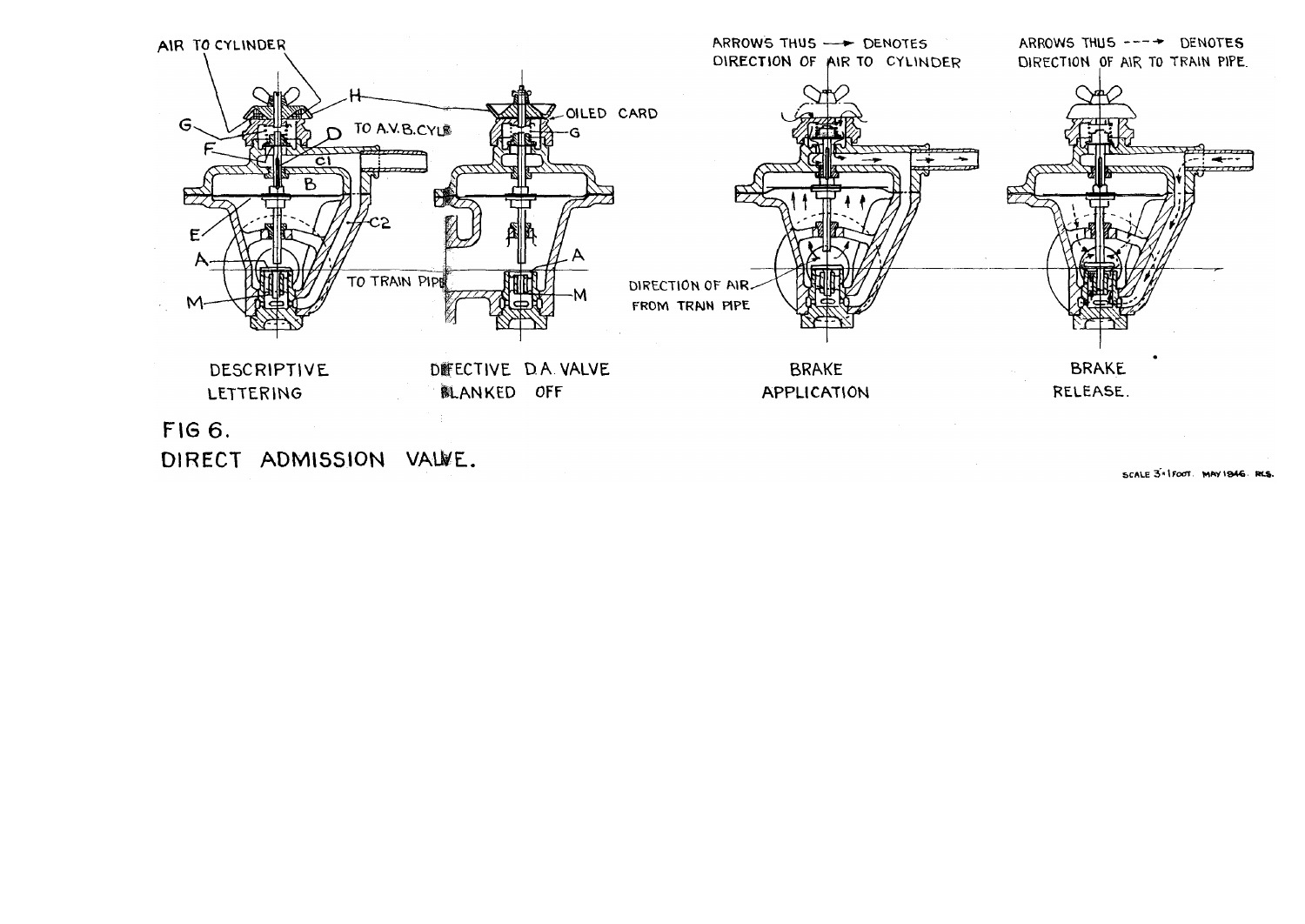ARROWS THUS ⟶ DENOTES DIRECTION OF AIR TO CYLINDER

ARROWS THUS - - - → DENOTES DIRECTION OF AIR TO TRAIN PIPE.

AIR TO CYLINDER

H

G

F

D

TO A.V.B. CYLR

C1

B

E

C2

A

M

TO TRAIN PIPE

OILED CARD

G

A

M

DIRECTION OF AIR FROM TRAIN PIPE

DESCRIPTIVE LETTERING

DEFECTIVE D.A. VALVE BLANKED OFF

BRAKE APPLICATION

BRAKE RELEASE.

FIG 6.

DIRECT ADMISSION VALVE.

SCALE 3" = 1 FOOT. MAY 1946. RLS.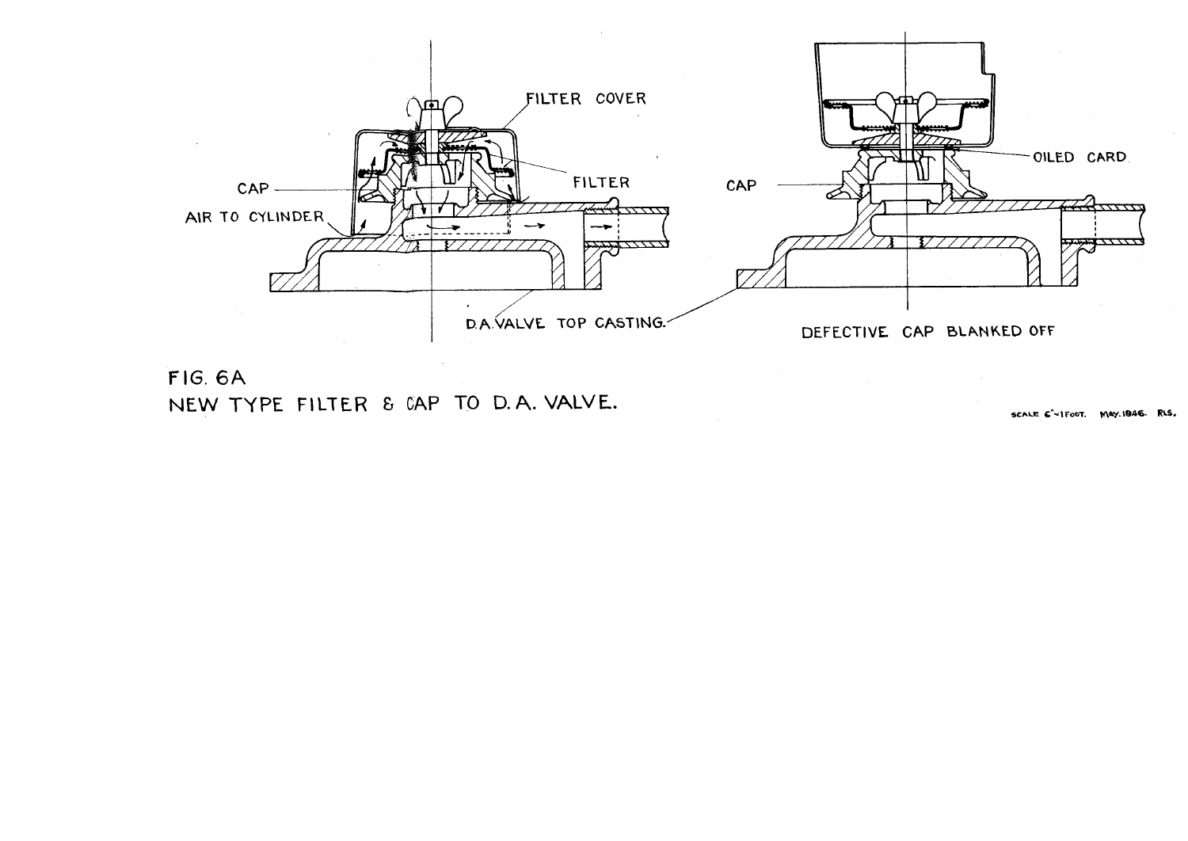FILTER COVER

CAP

FILTER

AIR TO CYLINDER

D.A. VALVE TOP CASTING.

CAP

OILED CARD

DEFECTIVE CAP BLANKED OFF

FIG. 6A
NEW TYPE FILTER & CAP TO D. A. VALVE.

SCALE 6" = 1 FOOT. MAY. 1946. RLS.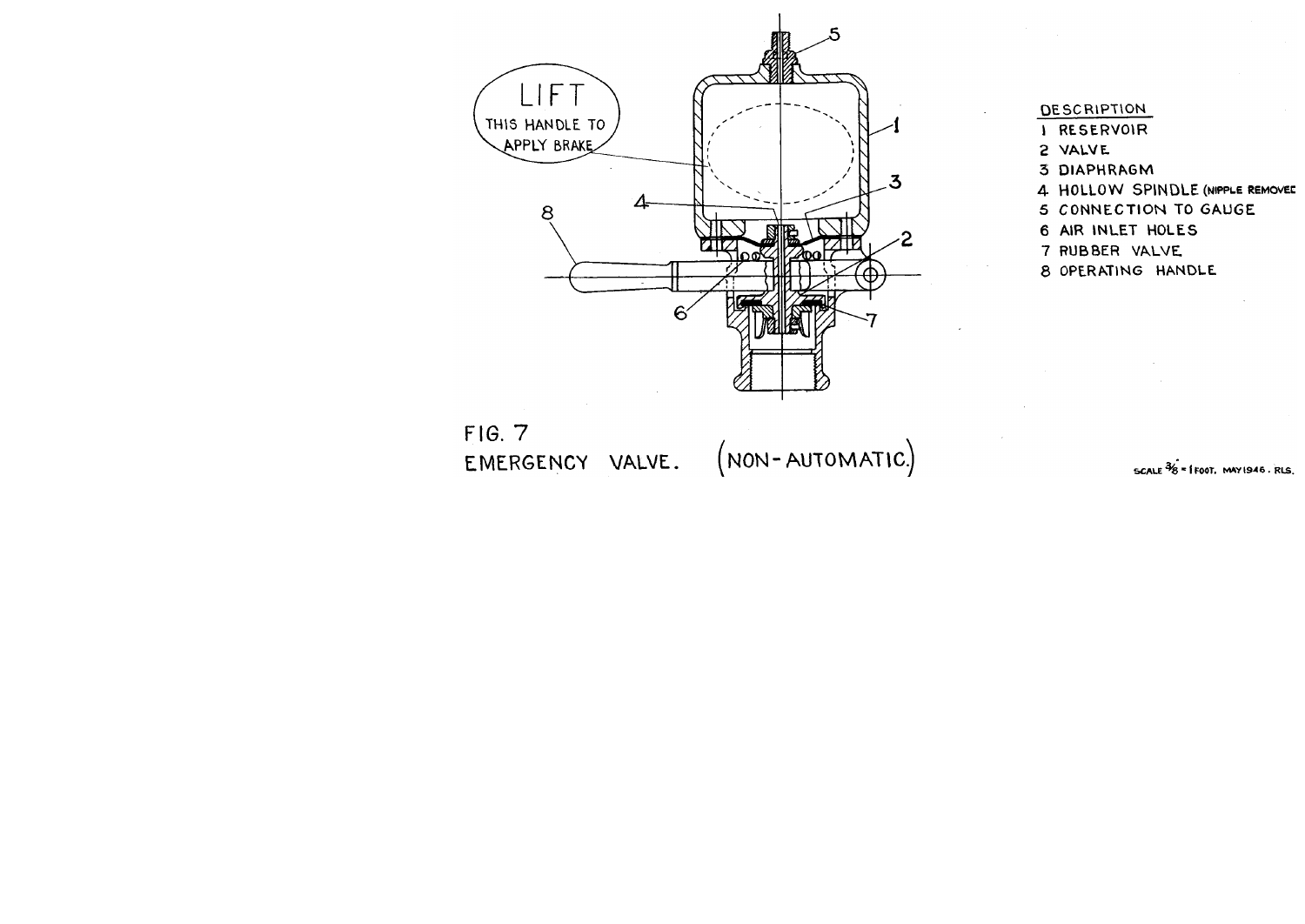LIFT
THIS HANDLE TO
APPLY BRAKE

DESCRIPTION

1 RESERVOIR
2 VALVE
3 DIAPHRAGM
4 HOLLOW SPINDLE (NIPPLE REMOVED)
5 CONNECTION TO GAUGE
6 AIR INLET HOLES
7 RUBBER VALVE
8 OPERATING HANDLE

FIG. 7
EMERGENCY VALVE. (NON-AUTOMATIC.)

SCALE 3/8" = 1 FOOT. MAY 1946. RLS.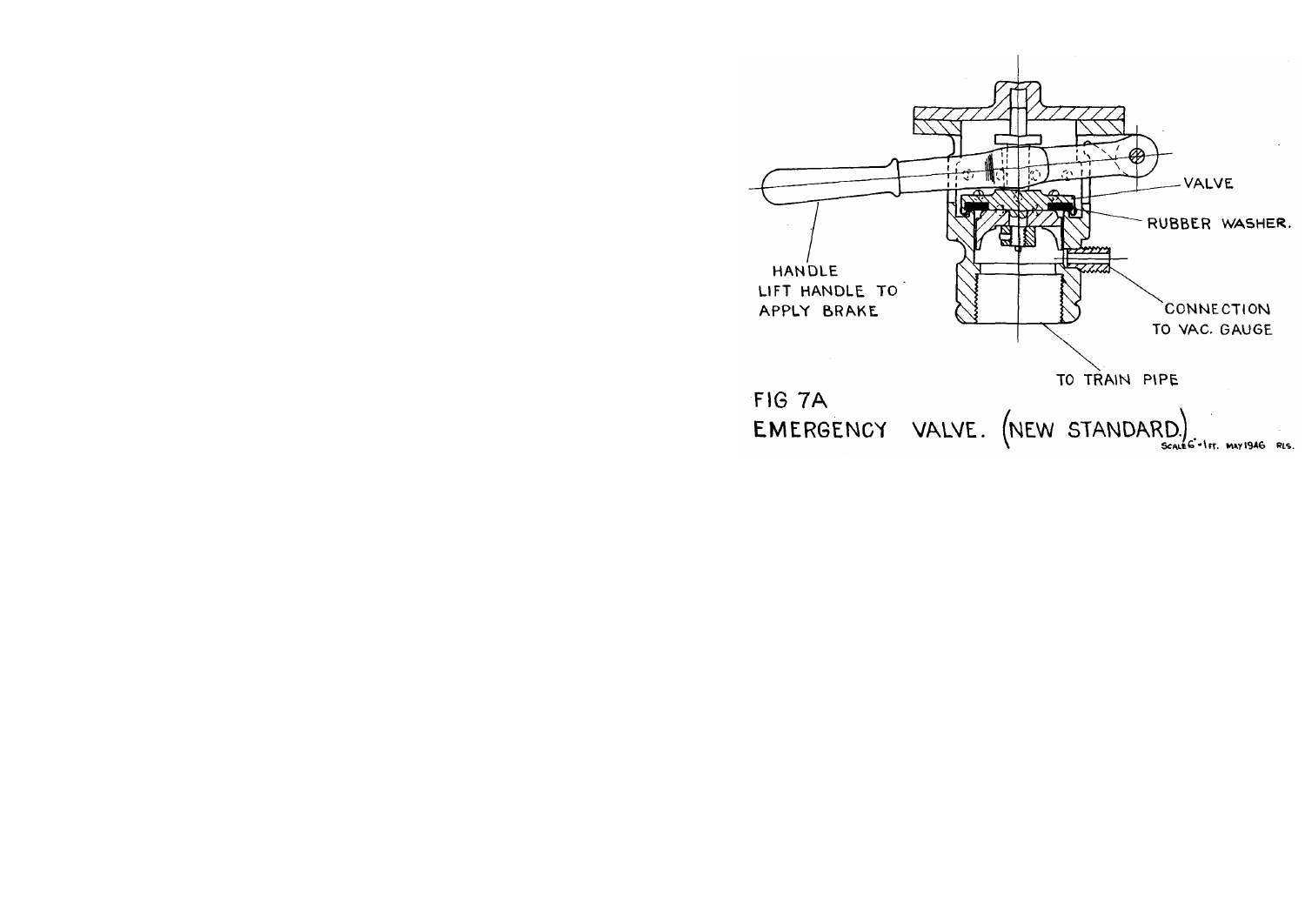FIG 7A

EMERGENCY VALVE. (NEW STANDARD.)

SCALE 6" = 1 FT. MAY 1946 RLS.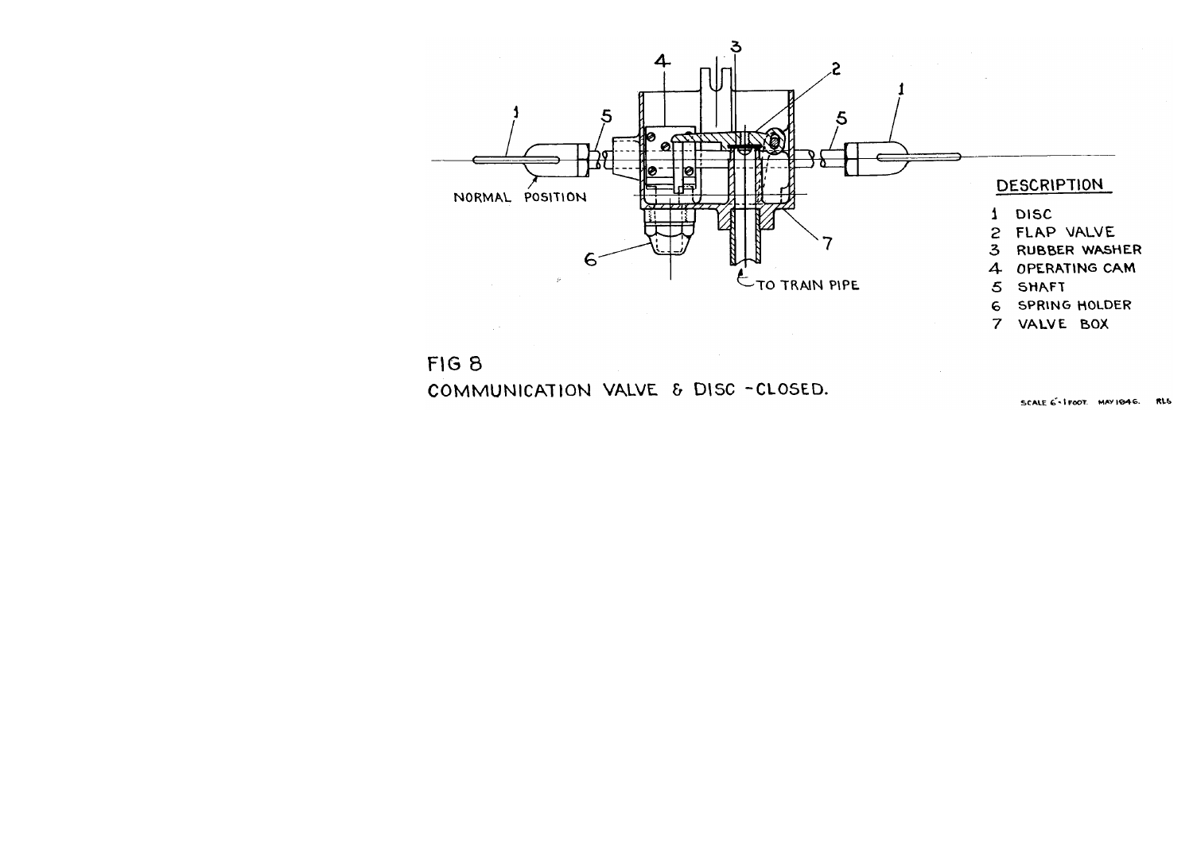**DESCRIPTION**

1. DISC
2. FLAP VALVE
3. RUBBER WASHER
4. OPERATING CAM
5. SHAFT
6. SPRING HOLDER
7. VALVE BOX

FIG 8

COMMUNICATION VALVE & DISC - CLOSED.

SCALE 6" - 1 FOOT. MAY 1946. RLS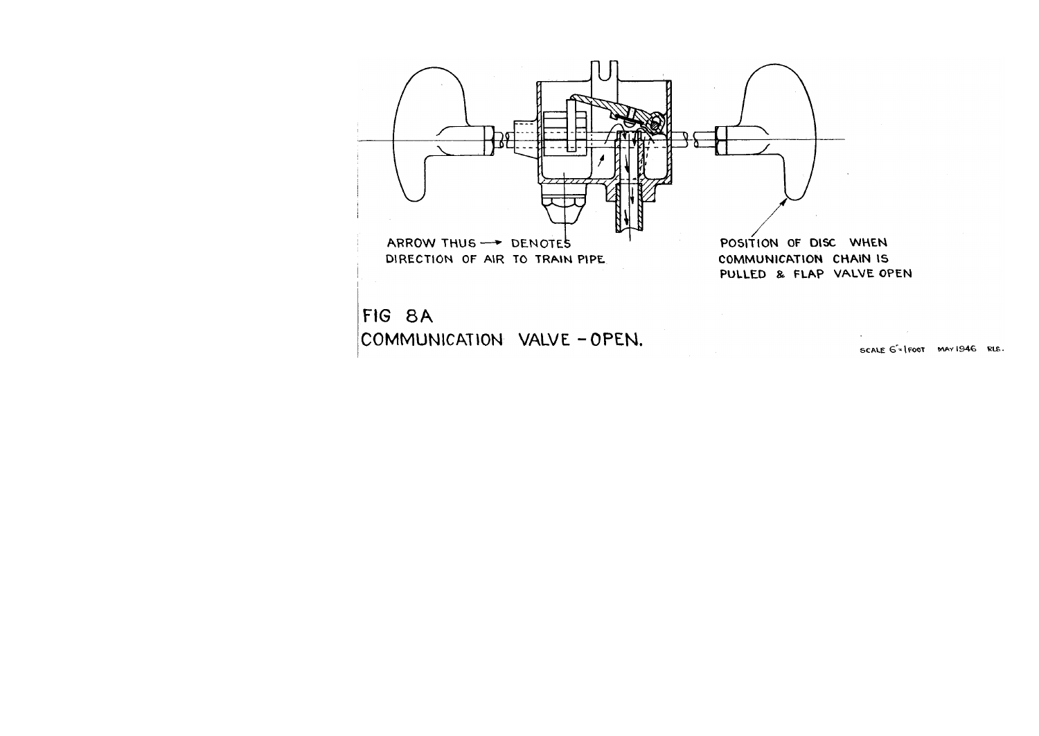ARROW THUS ⟶ DENOTES DIRECTION OF AIR TO TRAIN PIPE

POSITION OF DISC WHEN COMMUNICATION CHAIN IS PULLED & FLAP VALVE OPEN

FIG 8A

COMMUNICATION VALVE - OPEN.

SCALE 6" = 1 FOOT MAY 1946 RLS.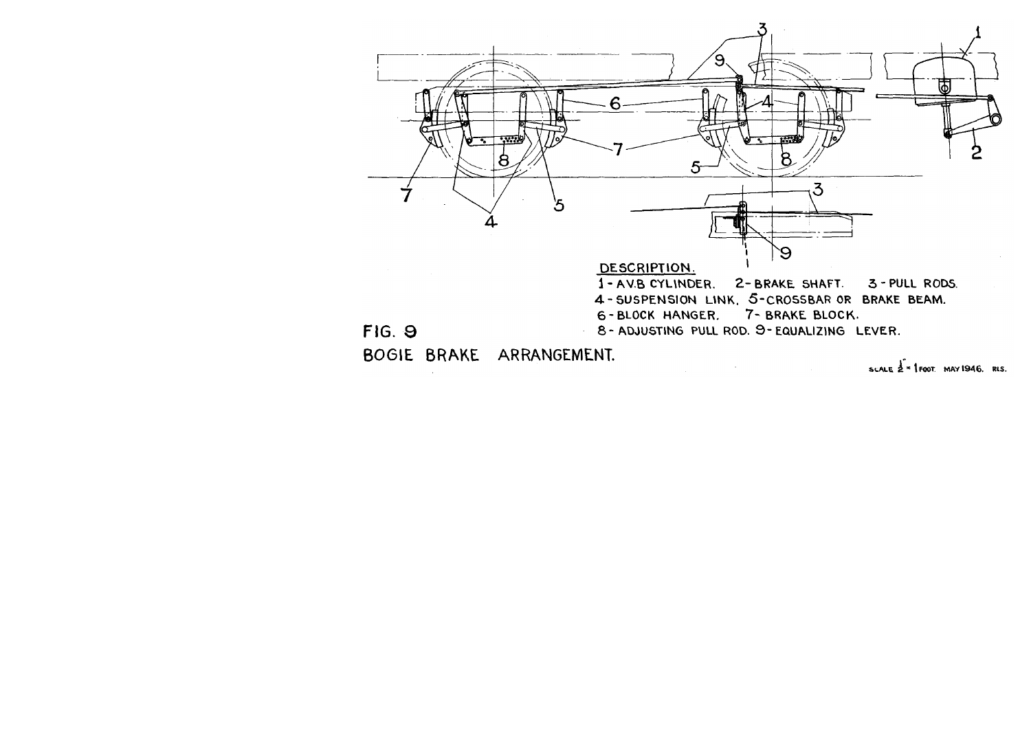DESCRIPTION.

1 - A.V.B CYLINDER. 2 - BRAKE SHAFT. 3 - PULL RODS.

4 - SUSPENSION LINK. 5 - CROSSBAR OR BRAKE BEAM.

6 - BLOCK HANGER. 7 - BRAKE BLOCK.

8 - ADJUSTING PULL ROD. 9 - EQUALIZING LEVER.

FIG. 9

BOGIE BRAKE ARRANGEMENT.

SCALE ½" = 1 FOOT. MAY 1946. RLS.